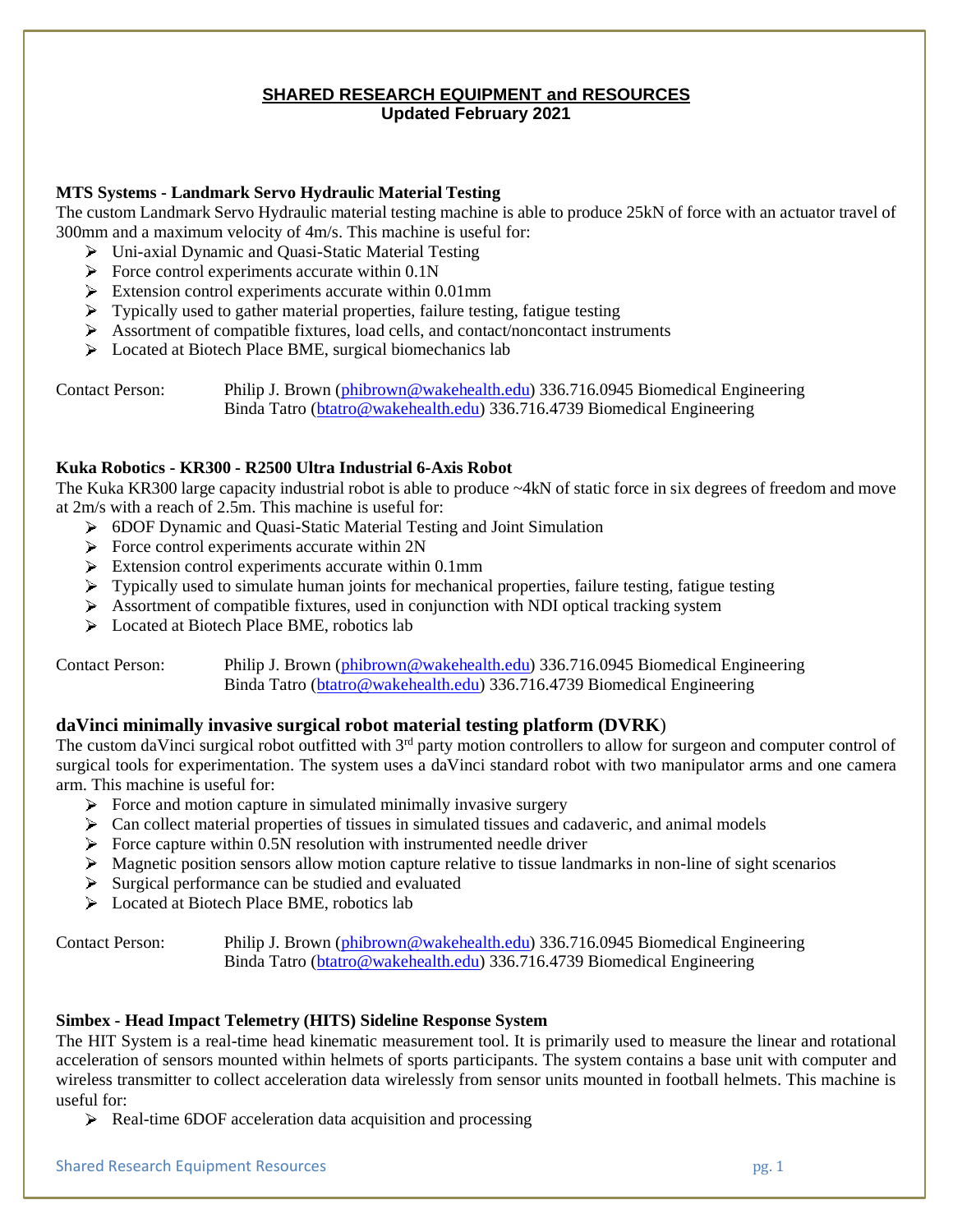# SHARED RESEARCH EQUIPMENT and RESOURCES
**Updated February 2021**

### MTS Systems - Landmark Servo Hydraulic Material Testing

The custom Landmark Servo Hydraulic material testing machine is able to produce 25kN of force with an actuator travel of 300mm and a maximum velocity of 4m/s. This machine is useful for:

- Uni-axial Dynamic and Quasi-Static Material Testing
- Force control experiments accurate within 0.1N
- Extension control experiments accurate within 0.01mm
- Typically used to gather material properties, failure testing, fatigue testing
- Assortment of compatible fixtures, load cells, and contact/noncontact instruments
- Located at Biotech Place BME, surgical biomechanics lab

Contact Person: Philip J. Brown (phibrown@wakehealth.edu) 336.716.0945 Biomedical Engineering
Binda Tatro (btatro@wakehealth.edu) 336.716.4739 Biomedical Engineering

### Kuka Robotics - KR300 - R2500 Ultra Industrial 6-Axis Robot

The Kuka KR300 large capacity industrial robot is able to produce ~4kN of static force in six degrees of freedom and move at 2m/s with a reach of 2.5m. This machine is useful for:

- 6DOF Dynamic and Quasi-Static Material Testing and Joint Simulation
- Force control experiments accurate within 2N
- Extension control experiments accurate within 0.1mm
- Typically used to simulate human joints for mechanical properties, failure testing, fatigue testing
- Assortment of compatible fixtures, used in conjunction with NDI optical tracking system
- Located at Biotech Place BME, robotics lab

Contact Person: Philip J. Brown (phibrown@wakehealth.edu) 336.716.0945 Biomedical Engineering
Binda Tatro (btatro@wakehealth.edu) 336.716.4739 Biomedical Engineering

### daVinci minimally invasive surgical robot material testing platform (DVRK)

The custom daVinci surgical robot outfitted with 3rd party motion controllers to allow for surgeon and computer control of surgical tools for experimentation. The system uses a daVinci standard robot with two manipulator arms and one camera arm. This machine is useful for:

- Force and motion capture in simulated minimally invasive surgery
- Can collect material properties of tissues in simulated tissues and cadaveric, and animal models
- Force capture within 0.5N resolution with instrumented needle driver
- Magnetic position sensors allow motion capture relative to tissue landmarks in non-line of sight scenarios
- Surgical performance can be studied and evaluated
- Located at Biotech Place BME, robotics lab

Contact Person: Philip J. Brown (phibrown@wakehealth.edu) 336.716.0945 Biomedical Engineering
Binda Tatro (btatro@wakehealth.edu) 336.716.4739 Biomedical Engineering

### Simbex - Head Impact Telemetry (HITS) Sideline Response System

The HIT System is a real-time head kinematic measurement tool. It is primarily used to measure the linear and rotational acceleration of sensors mounted within helmets of sports participants. The system contains a base unit with computer and wireless transmitter to collect acceleration data wirelessly from sensor units mounted in football helmets. This machine is useful for:

- Real-time 6DOF acceleration data acquisition and processing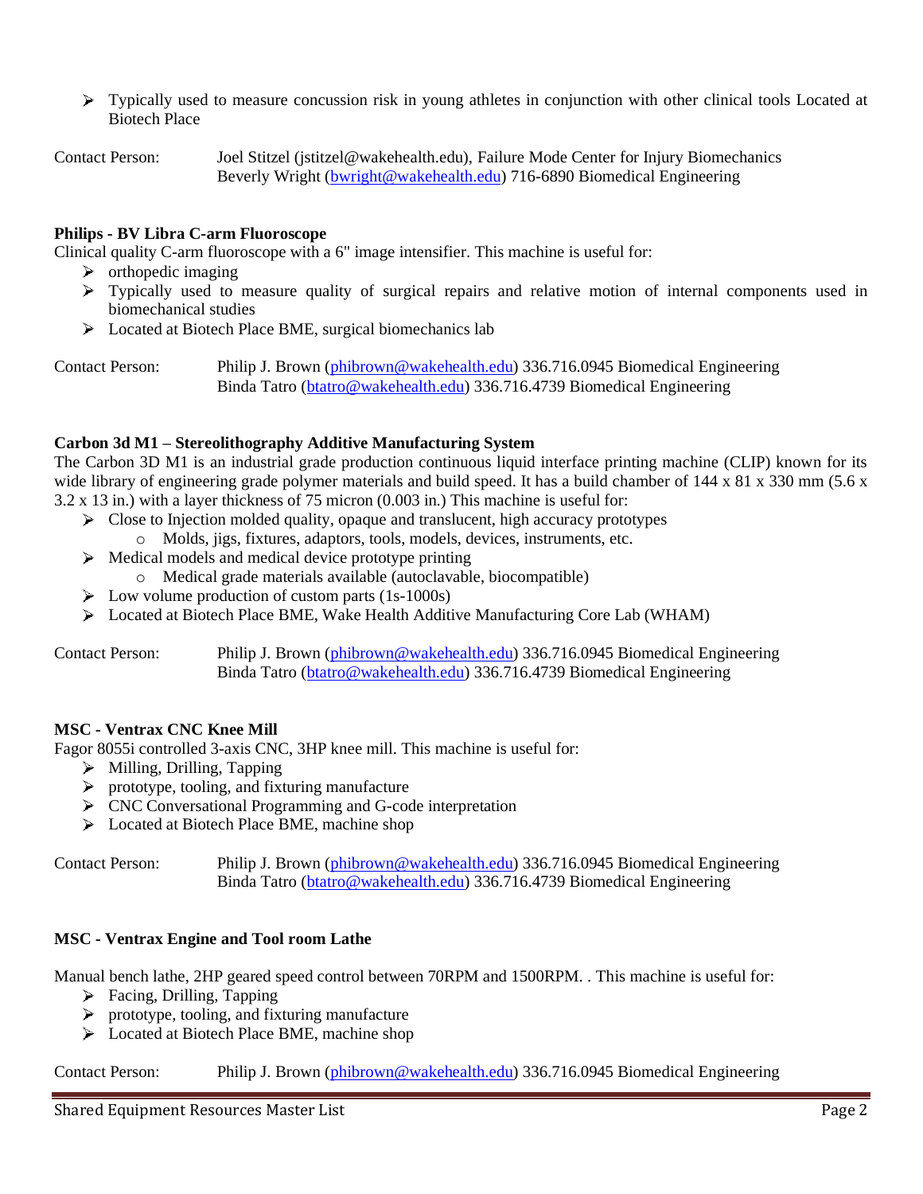- Typically used to measure concussion risk in young athletes in conjunction with other clinical tools Located at Biotech Place

Contact Person: Joel Stitzel (jstitzel@wakehealth.edu), Failure Mode Center for Injury Biomechanics
Beverly Wright (bwright@wakehealth.edu) 716-6890 Biomedical Engineering

**Philips - BV Libra C-arm Fluoroscope**

Clinical quality C-arm fluoroscope with a 6" image intensifier. This machine is useful for:

- orthopedic imaging
- Typically used to measure quality of surgical repairs and relative motion of internal components used in biomechanical studies
- Located at Biotech Place BME, surgical biomechanics lab

Contact Person: Philip J. Brown (phibrown@wakehealth.edu) 336.716.0945 Biomedical Engineering
Binda Tatro (btatro@wakehealth.edu) 336.716.4739 Biomedical Engineering

**Carbon 3d M1 – Stereolithography Additive Manufacturing System**

The Carbon 3D M1 is an industrial grade production continuous liquid interface printing machine (CLIP) known for its wide library of engineering grade polymer materials and build speed. It has a build chamber of 144 x 81 x 330 mm (5.6 x 3.2 x 13 in.) with a layer thickness of 75 micron (0.003 in.) This machine is useful for:

- Close to Injection molded quality, opaque and translucent, high accuracy prototypes
  - Molds, jigs, fixtures, adaptors, tools, models, devices, instruments, etc.
- Medical models and medical device prototype printing
  - Medical grade materials available (autoclavable, biocompatible)
- Low volume production of custom parts (1s-1000s)
- Located at Biotech Place BME, Wake Health Additive Manufacturing Core Lab (WHAM)

Contact Person: Philip J. Brown (phibrown@wakehealth.edu) 336.716.0945 Biomedical Engineering
Binda Tatro (btatro@wakehealth.edu) 336.716.4739 Biomedical Engineering

**MSC - Ventrax CNC Knee Mill**

Fagor 8055i controlled 3-axis CNC, 3HP knee mill. This machine is useful for:

- Milling, Drilling, Tapping
- prototype, tooling, and fixturing manufacture
- CNC Conversational Programming and G-code interpretation
- Located at Biotech Place BME, machine shop

Contact Person: Philip J. Brown (phibrown@wakehealth.edu) 336.716.0945 Biomedical Engineering
Binda Tatro (btatro@wakehealth.edu) 336.716.4739 Biomedical Engineering

**MSC - Ventrax Engine and Tool room Lathe**

Manual bench lathe, 2HP geared speed control between 70RPM and 1500RPM. . This machine is useful for:

- Facing, Drilling, Tapping
- prototype, tooling, and fixturing manufacture
- Located at Biotech Place BME, machine shop

Contact Person: Philip J. Brown (phibrown@wakehealth.edu) 336.716.0945 Biomedical Engineering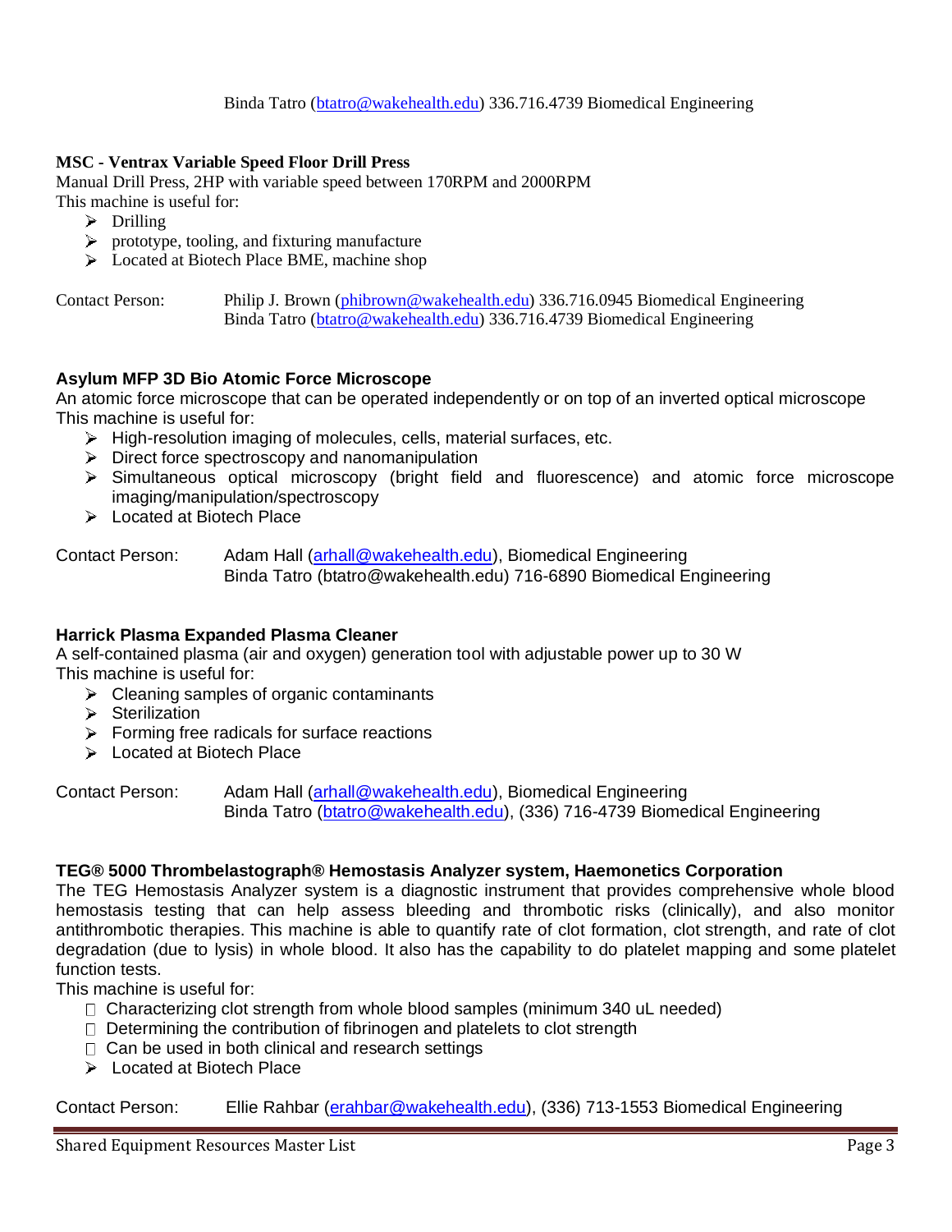Binda Tatro (btatro@wakehealth.edu) 336.716.4739 Biomedical Engineering

**MSC - Ventrax Variable Speed Floor Drill Press**

Manual Drill Press, 2HP with variable speed between 170RPM and 2000RPM

This machine is useful for:

- Drilling
- prototype, tooling, and fixturing manufacture
- Located at Biotech Place BME, machine shop

Contact Person: Philip J. Brown (phibrown@wakehealth.edu) 336.716.0945 Biomedical Engineering
Binda Tatro (btatro@wakehealth.edu) 336.716.4739 Biomedical Engineering

**Asylum MFP 3D Bio Atomic Force Microscope**

An atomic force microscope that can be operated independently or on top of an inverted optical microscope

This machine is useful for:

- High-resolution imaging of molecules, cells, material surfaces, etc.
- Direct force spectroscopy and nanomanipulation
- Simultaneous optical microscopy (bright field and fluorescence) and atomic force microscope imaging/manipulation/spectroscopy
- Located at Biotech Place

Contact Person: Adam Hall (arhall@wakehealth.edu), Biomedical Engineering
Binda Tatro (btatro@wakehealth.edu) 716-6890 Biomedical Engineering

**Harrick Plasma Expanded Plasma Cleaner**

A self-contained plasma (air and oxygen) generation tool with adjustable power up to 30 W

This machine is useful for:

- Cleaning samples of organic contaminants
- Sterilization
- Forming free radicals for surface reactions
- Located at Biotech Place

Contact Person: Adam Hall (arhall@wakehealth.edu), Biomedical Engineering
Binda Tatro (btatro@wakehealth.edu), (336) 716-4739 Biomedical Engineering

**TEG® 5000 Thrombelastograph® Hemostasis Analyzer system, Haemonetics Corporation**

The TEG Hemostasis Analyzer system is a diagnostic instrument that provides comprehensive whole blood hemostasis testing that can help assess bleeding and thrombotic risks (clinically), and also monitor antithrombotic therapies. This machine is able to quantify rate of clot formation, clot strength, and rate of clot degradation (due to lysis) in whole blood. It also has the capability to do platelet mapping and some platelet function tests.

This machine is useful for:

- Characterizing clot strength from whole blood samples (minimum 340 uL needed)
- Determining the contribution of fibrinogen and platelets to clot strength
- Can be used in both clinical and research settings
- Located at Biotech Place

Contact Person: Ellie Rahbar (erahbar@wakehealth.edu), (336) 713-1553 Biomedical Engineering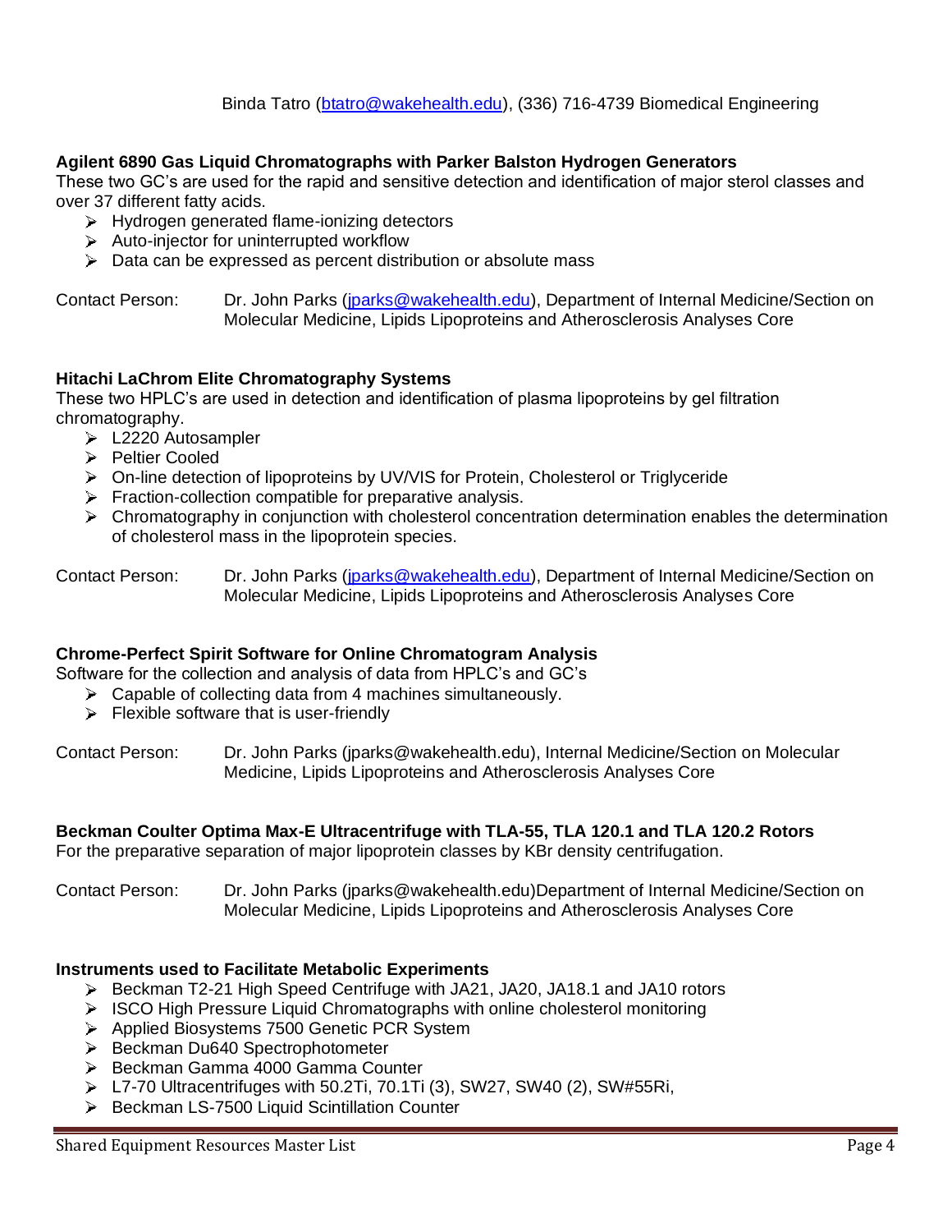Binda Tatro (btatro@wakehealth.edu), (336) 716-4739 Biomedical Engineering

**Agilent 6890 Gas Liquid Chromatographs with Parker Balston Hydrogen Generators**

These two GC's are used for the rapid and sensitive detection and identification of major sterol classes and over 37 different fatty acids.

- Hydrogen generated flame-ionizing detectors
- Auto-injector for uninterrupted workflow
- Data can be expressed as percent distribution or absolute mass

Contact Person: Dr. John Parks (jparks@wakehealth.edu), Department of Internal Medicine/Section on Molecular Medicine, Lipids Lipoproteins and Atherosclerosis Analyses Core

**Hitachi LaChrom Elite Chromatography Systems**

These two HPLC's are used in detection and identification of plasma lipoproteins by gel filtration chromatography.

- L2220 Autosampler
- Peltier Cooled
- On-line detection of lipoproteins by UV/VIS for Protein, Cholesterol or Triglyceride
- Fraction-collection compatible for preparative analysis.
- Chromatography in conjunction with cholesterol concentration determination enables the determination of cholesterol mass in the lipoprotein species.

Contact Person: Dr. John Parks (jparks@wakehealth.edu), Department of Internal Medicine/Section on Molecular Medicine, Lipids Lipoproteins and Atherosclerosis Analyses Core

**Chrome-Perfect Spirit Software for Online Chromatogram Analysis**

Software for the collection and analysis of data from HPLC's and GC's

- Capable of collecting data from 4 machines simultaneously.
- Flexible software that is user-friendly

Contact Person: Dr. John Parks (jparks@wakehealth.edu), Internal Medicine/Section on Molecular Medicine, Lipids Lipoproteins and Atherosclerosis Analyses Core

**Beckman Coulter Optima Max-E Ultracentrifuge with TLA-55, TLA 120.1 and TLA 120.2 Rotors**

For the preparative separation of major lipoprotein classes by KBr density centrifugation.

Contact Person: Dr. John Parks (jparks@wakehealth.edu)Department of Internal Medicine/Section on Molecular Medicine, Lipids Lipoproteins and Atherosclerosis Analyses Core

**Instruments used to Facilitate Metabolic Experiments**

- Beckman T2-21 High Speed Centrifuge with JA21, JA20, JA18.1 and JA10 rotors
- ISCO High Pressure Liquid Chromatographs with online cholesterol monitoring
- Applied Biosystems 7500 Genetic PCR System
- Beckman Du640 Spectrophotometer
- Beckman Gamma 4000 Gamma Counter
- L7-70 Ultracentrifuges with 50.2Ti, 70.1Ti (3), SW27, SW40 (2), SW#55Ri,
- Beckman LS-7500 Liquid Scintillation Counter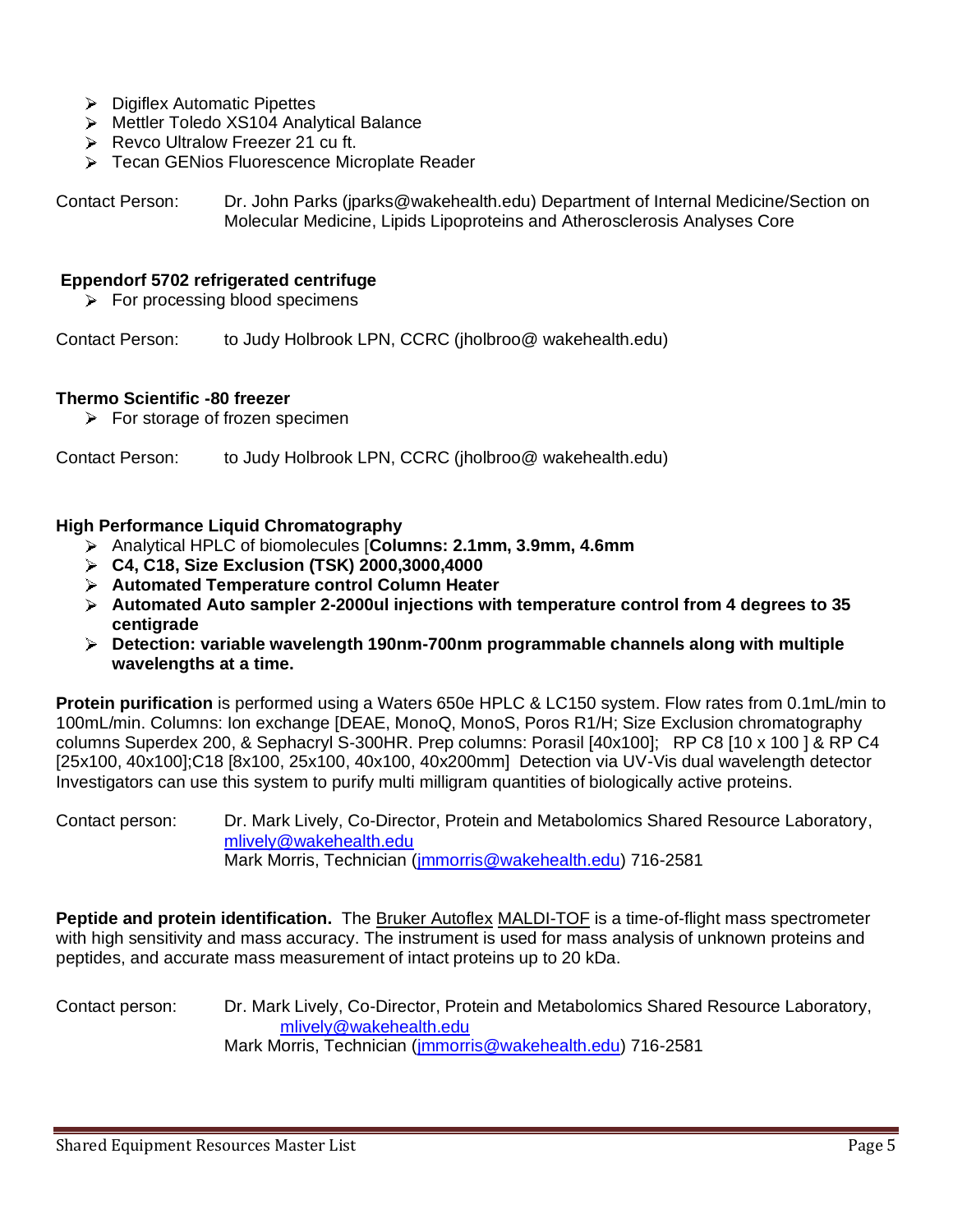- Digiflex Automatic Pipettes
- Mettler Toledo XS104 Analytical Balance
- Revco Ultralow Freezer 21 cu ft.
- Tecan GENios Fluorescence Microplate Reader

Contact Person: Dr. John Parks (jparks@wakehealth.edu) Department of Internal Medicine/Section on Molecular Medicine, Lipids Lipoproteins and Atherosclerosis Analyses Core

**Eppendorf 5702 refrigerated centrifuge**

- For processing blood specimens

Contact Person: to Judy Holbrook LPN, CCRC (jholbroo@ wakehealth.edu)

**Thermo Scientific -80 freezer**

- For storage of frozen specimen

Contact Person: to Judy Holbrook LPN, CCRC (jholbroo@ wakehealth.edu)

**High Performance Liquid Chromatography**

- Analytical HPLC of biomolecules [**Columns: 2.1mm, 3.9mm, 4.6mm**
- **C4, C18, Size Exclusion (TSK) 2000,3000,4000**
- **Automated Temperature control Column Heater**
- **Automated Auto sampler 2-2000ul injections with temperature control from 4 degrees to 35 centigrade**
- **Detection: variable wavelength 190nm-700nm programmable channels along with multiple wavelengths at a time.**

**Protein purification** is performed using a Waters 650e HPLC & LC150 system. Flow rates from 0.1mL/min to 100mL/min. Columns: Ion exchange [DEAE, MonoQ, MonoS, Poros R1/H; Size Exclusion chromatography columns Superdex 200, & Sephacryl S-300HR. Prep columns: Porasil [40x100]; RP C8 [10 x 100 ] & RP C4 [25x100, 40x100];C18 [8x100, 25x100, 40x100, 40x200mm] Detection via UV-Vis dual wavelength detector Investigators can use this system to purify multi milligram quantities of biologically active proteins.

Contact person: Dr. Mark Lively, Co-Director, Protein and Metabolomics Shared Resource Laboratory, mlively@wakehealth.edu
Mark Morris, Technician (jmmorris@wakehealth.edu) 716-2581

**Peptide and protein identification.** The Bruker Autoflex MALDI-TOF is a time-of-flight mass spectrometer with high sensitivity and mass accuracy. The instrument is used for mass analysis of unknown proteins and peptides, and accurate mass measurement of intact proteins up to 20 kDa.

Contact person: Dr. Mark Lively, Co-Director, Protein and Metabolomics Shared Resource Laboratory, mlively@wakehealth.edu
Mark Morris, Technician (jmmorris@wakehealth.edu) 716-2581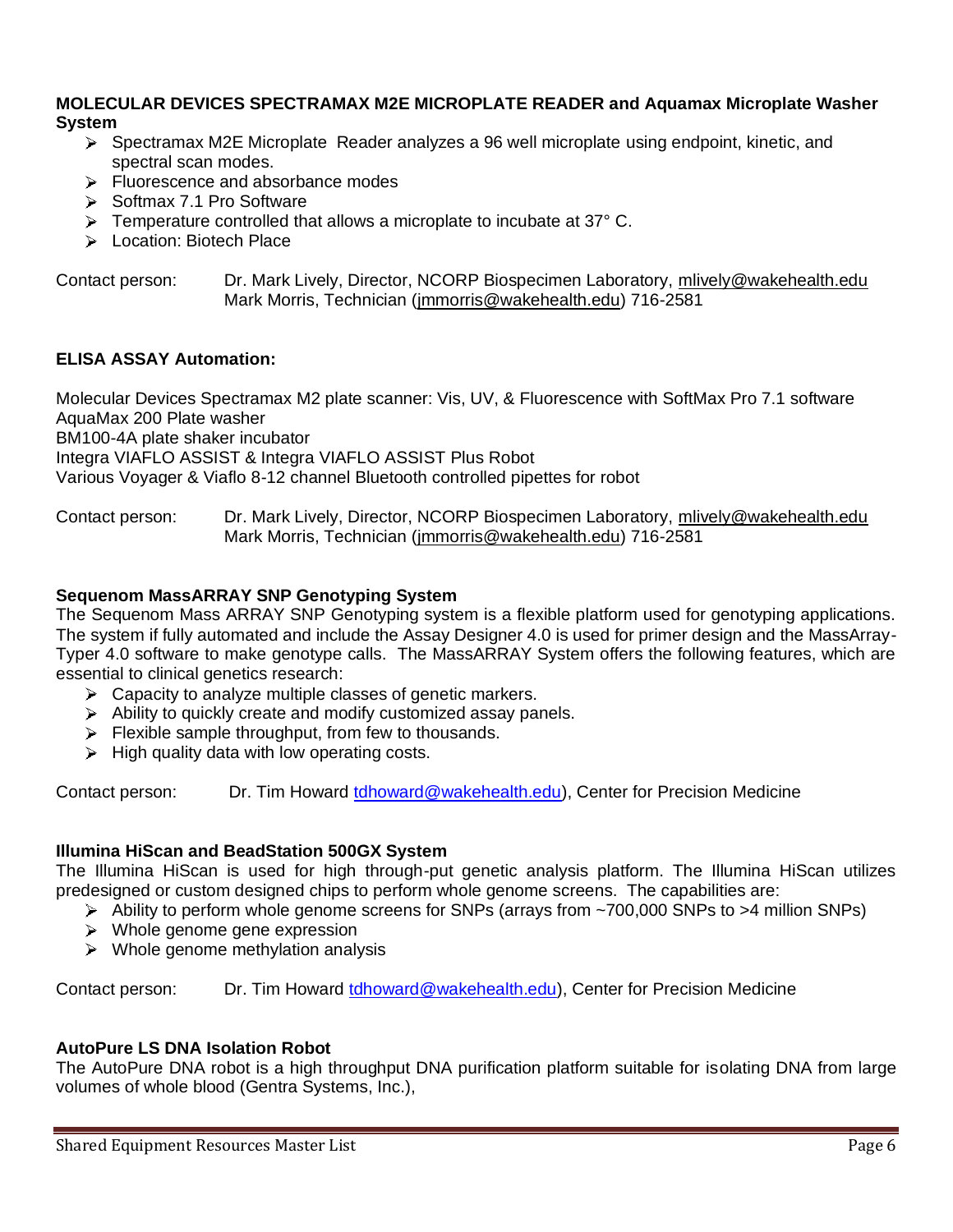**MOLECULAR DEVICES SPECTRAMAX M2E MICROPLATE READER and Aquamax Microplate Washer System**

- Spectramax M2E Microplate Reader analyzes a 96 well microplate using endpoint, kinetic, and spectral scan modes.
- Fluorescence and absorbance modes
- Softmax 7.1 Pro Software
- Temperature controlled that allows a microplate to incubate at 37° C.
- Location: Biotech Place

Contact person: Dr. Mark Lively, Director, NCORP Biospecimen Laboratory, mlively@wakehealth.edu
Mark Morris, Technician (jmmorris@wakehealth.edu) 716-2581

**ELISA ASSAY Automation:**

Molecular Devices Spectramax M2 plate scanner: Vis, UV, & Fluorescence with SoftMax Pro 7.1 software
AquaMax 200 Plate washer
BM100-4A plate shaker incubator
Integra VIAFLO ASSIST & Integra VIAFLO ASSIST Plus Robot
Various Voyager & Viaflo 8-12 channel Bluetooth controlled pipettes for robot

Contact person: Dr. Mark Lively, Director, NCORP Biospecimen Laboratory, mlively@wakehealth.edu
Mark Morris, Technician (jmmorris@wakehealth.edu) 716-2581

**Sequenom MassARRAY SNP Genotyping System**

The Sequenom Mass ARRAY SNP Genotyping system is a flexible platform used for genotyping applications. The system if fully automated and include the Assay Designer 4.0 is used for primer design and the MassArray-Typer 4.0 software to make genotype calls. The MassARRAY System offers the following features, which are essential to clinical genetics research:

- Capacity to analyze multiple classes of genetic markers.
- Ability to quickly create and modify customized assay panels.
- Flexible sample throughput, from few to thousands.
- High quality data with low operating costs.

Contact person: Dr. Tim Howard tdhoward@wakehealth.edu), Center for Precision Medicine

**Illumina HiScan and BeadStation 500GX System**

The Illumina HiScan is used for high through-put genetic analysis platform. The Illumina HiScan utilizes predesigned or custom designed chips to perform whole genome screens. The capabilities are:

- Ability to perform whole genome screens for SNPs (arrays from ~700,000 SNPs to >4 million SNPs)
- Whole genome gene expression
- Whole genome methylation analysis

Contact person: Dr. Tim Howard tdhoward@wakehealth.edu), Center for Precision Medicine

**AutoPure LS DNA Isolation Robot**

The AutoPure DNA robot is a high throughput DNA purification platform suitable for isolating DNA from large volumes of whole blood (Gentra Systems, Inc.),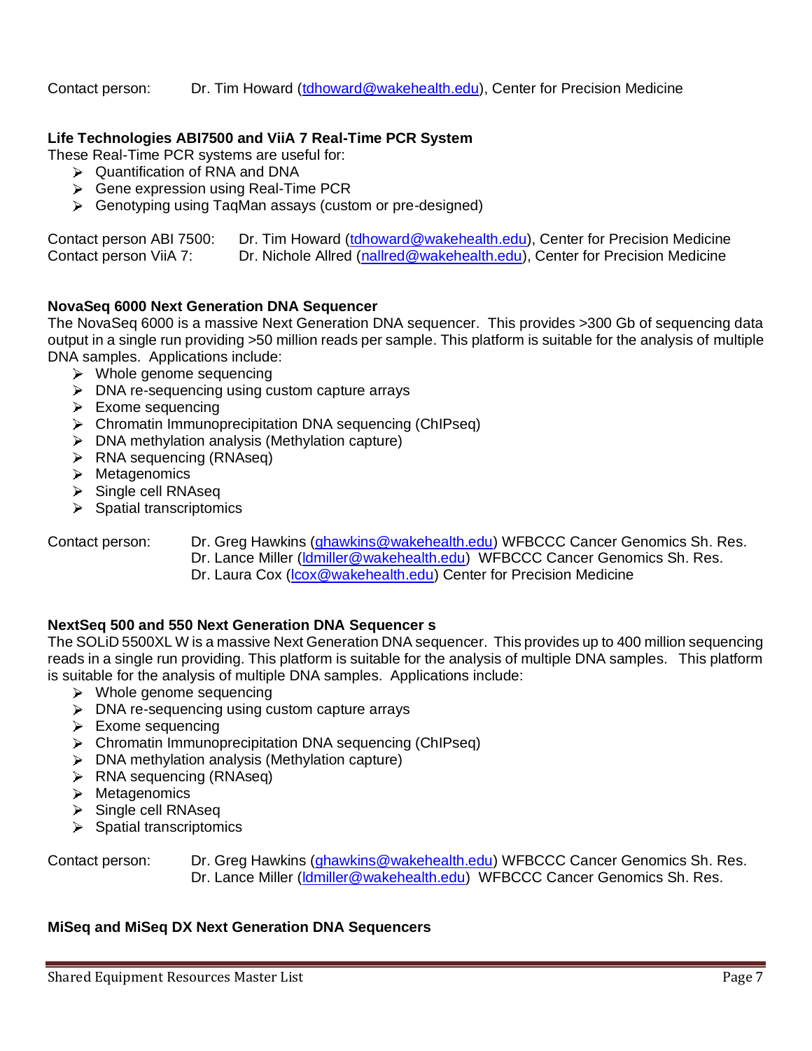Contact person: Dr. Tim Howard (tdhoward@wakehealth.edu), Center for Precision Medicine

**Life Technologies ABI7500 and ViiA 7 Real-Time PCR System**

These Real-Time PCR systems are useful for:

- Quantification of RNA and DNA
- Gene expression using Real-Time PCR
- Genotyping using TaqMan assays (custom or pre-designed)

Contact person ABI 7500: Dr. Tim Howard (tdhoward@wakehealth.edu), Center for Precision Medicine
Contact person ViiA 7: Dr. Nichole Allred (nallred@wakehealth.edu), Center for Precision Medicine

**NovaSeq 6000 Next Generation DNA Sequencer**

The NovaSeq 6000 is a massive Next Generation DNA sequencer. This provides >300 Gb of sequencing data output in a single run providing >50 million reads per sample. This platform is suitable for the analysis of multiple DNA samples. Applications include:

- Whole genome sequencing
- DNA re-sequencing using custom capture arrays
- Exome sequencing
- Chromatin Immunoprecipitation DNA sequencing (ChIPseq)
- DNA methylation analysis (Methylation capture)
- RNA sequencing (RNAseq)
- Metagenomics
- Single cell RNAseq
- Spatial transcriptomics

Contact person: Dr. Greg Hawkins (ghawkins@wakehealth.edu) WFBCCC Cancer Genomics Sh. Res.
Dr. Lance Miller (ldmiller@wakehealth.edu) WFBCCC Cancer Genomics Sh. Res.
Dr. Laura Cox (lcox@wakehealth.edu) Center for Precision Medicine

**NextSeq 500 and 550 Next Generation DNA Sequencer s**

The SOLiD 5500XL W is a massive Next Generation DNA sequencer. This provides up to 400 million sequencing reads in a single run providing. This platform is suitable for the analysis of multiple DNA samples. This platform is suitable for the analysis of multiple DNA samples. Applications include:

- Whole genome sequencing
- DNA re-sequencing using custom capture arrays
- Exome sequencing
- Chromatin Immunoprecipitation DNA sequencing (ChIPseq)
- DNA methylation analysis (Methylation capture)
- RNA sequencing (RNAseq)
- Metagenomics
- Single cell RNAseq
- Spatial transcriptomics

Contact person: Dr. Greg Hawkins (ghawkins@wakehealth.edu) WFBCCC Cancer Genomics Sh. Res.
Dr. Lance Miller (ldmiller@wakehealth.edu) WFBCCC Cancer Genomics Sh. Res.

**MiSeq and MiSeq DX Next Generation DNA Sequencers**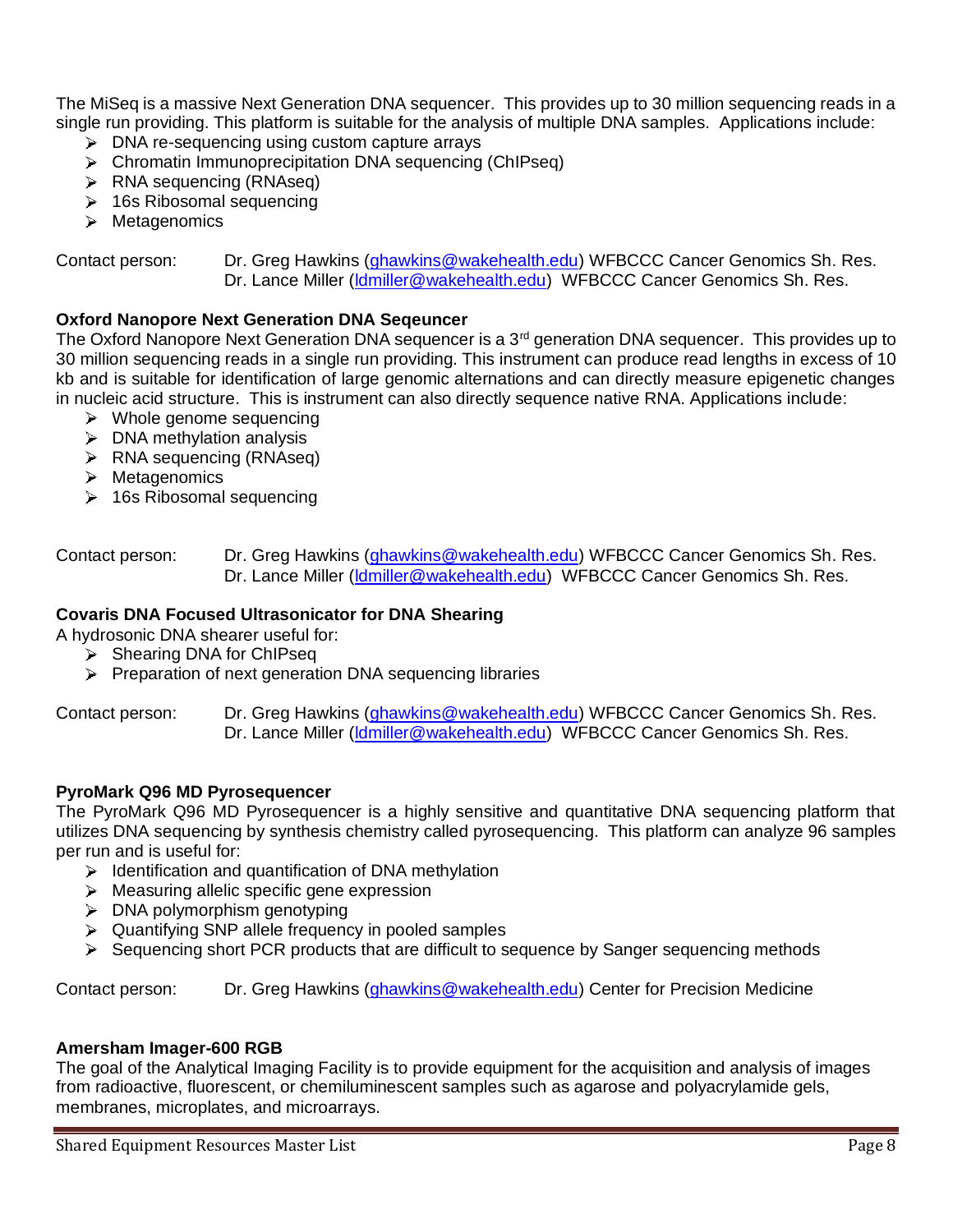The MiSeq is a massive Next Generation DNA sequencer. This provides up to 30 million sequencing reads in a single run providing. This platform is suitable for the analysis of multiple DNA samples. Applications include:

- DNA re-sequencing using custom capture arrays
- Chromatin Immunoprecipitation DNA sequencing (ChIPseq)
- RNA sequencing (RNAseq)
- 16s Ribosomal sequencing
- Metagenomics

Contact person: Dr. Greg Hawkins (ghawkins@wakehealth.edu) WFBCCC Cancer Genomics Sh. Res.
Dr. Lance Miller (ldmiller@wakehealth.edu) WFBCCC Cancer Genomics Sh. Res.

**Oxford Nanopore Next Generation DNA Seqeuncer**

The Oxford Nanopore Next Generation DNA sequencer is a 3rd generation DNA sequencer. This provides up to 30 million sequencing reads in a single run providing. This instrument can produce read lengths in excess of 10 kb and is suitable for identification of large genomic alternations and can directly measure epigenetic changes in nucleic acid structure. This is instrument can also directly sequence native RNA. Applications include:

- Whole genome sequencing
- DNA methylation analysis
- RNA sequencing (RNAseq)
- Metagenomics
- 16s Ribosomal sequencing

Contact person: Dr. Greg Hawkins (ghawkins@wakehealth.edu) WFBCCC Cancer Genomics Sh. Res.
Dr. Lance Miller (ldmiller@wakehealth.edu) WFBCCC Cancer Genomics Sh. Res.

**Covaris DNA Focused Ultrasonicator for DNA Shearing**

A hydrosonic DNA shearer useful for:

- Shearing DNA for ChIPseq
- Preparation of next generation DNA sequencing libraries

Contact person: Dr. Greg Hawkins (ghawkins@wakehealth.edu) WFBCCC Cancer Genomics Sh. Res.
Dr. Lance Miller (ldmiller@wakehealth.edu) WFBCCC Cancer Genomics Sh. Res.

**PyroMark Q96 MD Pyrosequencer**

The PyroMark Q96 MD Pyrosequencer is a highly sensitive and quantitative DNA sequencing platform that utilizes DNA sequencing by synthesis chemistry called pyrosequencing. This platform can analyze 96 samples per run and is useful for:

- Identification and quantification of DNA methylation
- Measuring allelic specific gene expression
- DNA polymorphism genotyping
- Quantifying SNP allele frequency in pooled samples
- Sequencing short PCR products that are difficult to sequence by Sanger sequencing methods

Contact person: Dr. Greg Hawkins (ghawkins@wakehealth.edu) Center for Precision Medicine

**Amersham Imager-600 RGB**

The goal of the Analytical Imaging Facility is to provide equipment for the acquisition and analysis of images from radioactive, fluorescent, or chemiluminescent samples such as agarose and polyacrylamide gels, membranes, microplates, and microarrays.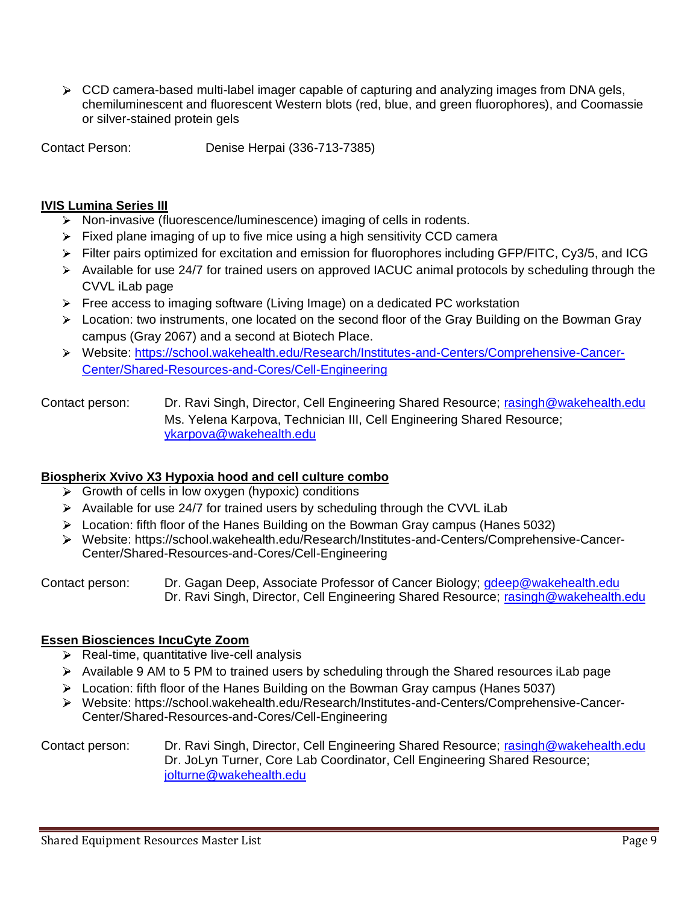- CCD camera-based multi-label imager capable of capturing and analyzing images from DNA gels, chemiluminescent and fluorescent Western blots (red, blue, and green fluorophores), and Coomassie or silver-stained protein gels

Contact Person: Denise Herpai (336-713-7385)

**IVIS Lumina Series III**

- Non-invasive (fluorescence/luminescence) imaging of cells in rodents.
- Fixed plane imaging of up to five mice using a high sensitivity CCD camera
- Filter pairs optimized for excitation and emission for fluorophores including GFP/FITC, Cy3/5, and ICG
- Available for use 24/7 for trained users on approved IACUC animal protocols by scheduling through the CVVL iLab page
- Free access to imaging software (Living Image) on a dedicated PC workstation
- Location: two instruments, one located on the second floor of the Gray Building on the Bowman Gray campus (Gray 2067) and a second at Biotech Place.
- Website: https://school.wakehealth.edu/Research/Institutes-and-Centers/Comprehensive-Cancer-Center/Shared-Resources-and-Cores/Cell-Engineering

Contact person: Dr. Ravi Singh, Director, Cell Engineering Shared Resource; rasingh@wakehealth.edu
Ms. Yelena Karpova, Technician III, Cell Engineering Shared Resource; ykarpova@wakehealth.edu

**Biospherix Xvivo X3 Hypoxia hood and cell culture combo**

- Growth of cells in low oxygen (hypoxic) conditions
- Available for use 24/7 for trained users by scheduling through the CVVL iLab
- Location: fifth floor of the Hanes Building on the Bowman Gray campus (Hanes 5032)
- Website: https://school.wakehealth.edu/Research/Institutes-and-Centers/Comprehensive-Cancer-Center/Shared-Resources-and-Cores/Cell-Engineering

Contact person: Dr. Gagan Deep, Associate Professor of Cancer Biology; gdeep@wakehealth.edu
Dr. Ravi Singh, Director, Cell Engineering Shared Resource; rasingh@wakehealth.edu

**Essen Biosciences IncuCyte Zoom**

- Real-time, quantitative live-cell analysis
- Available 9 AM to 5 PM to trained users by scheduling through the Shared resources iLab page
- Location: fifth floor of the Hanes Building on the Bowman Gray campus (Hanes 5037)
- Website: https://school.wakehealth.edu/Research/Institutes-and-Centers/Comprehensive-Cancer-Center/Shared-Resources-and-Cores/Cell-Engineering

Contact person: Dr. Ravi Singh, Director, Cell Engineering Shared Resource; rasingh@wakehealth.edu
Dr. JoLyn Turner, Core Lab Coordinator, Cell Engineering Shared Resource; jolturne@wakehealth.edu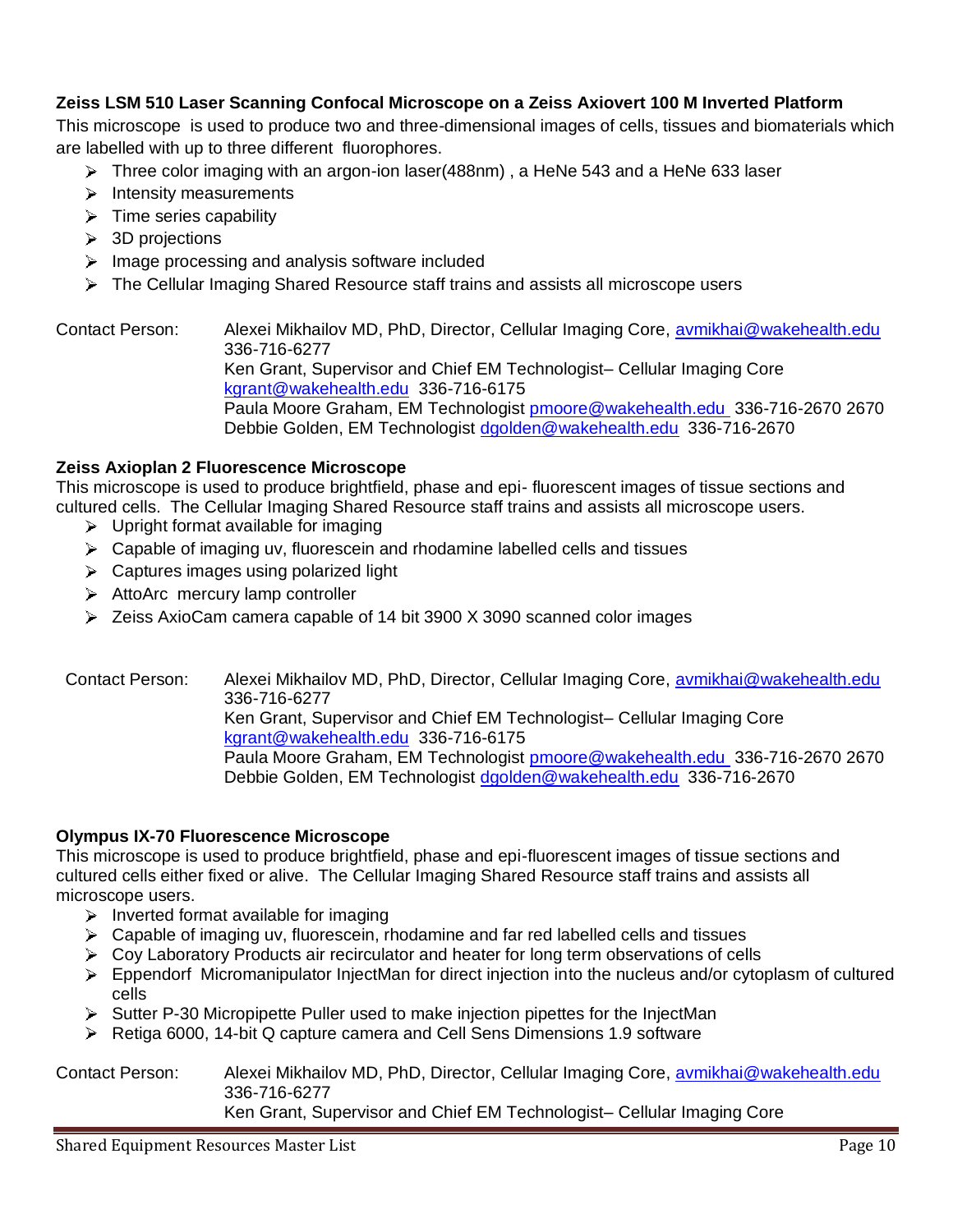**Zeiss LSM 510 Laser Scanning Confocal Microscope on a Zeiss Axiovert 100 M Inverted Platform**

This microscope is used to produce two and three-dimensional images of cells, tissues and biomaterials which are labelled with up to three different fluorophores.

- Three color imaging with an argon-ion laser(488nm) , a HeNe 543 and a HeNe 633 laser
- Intensity measurements
- Time series capability
- 3D projections
- Image processing and analysis software included
- The Cellular Imaging Shared Resource staff trains and assists all microscope users

Contact Person: Alexei Mikhailov MD, PhD, Director, Cellular Imaging Core, avmikhai@wakehealth.edu 336-716-6277
Ken Grant, Supervisor and Chief EM Technologist– Cellular Imaging Core kgrant@wakehealth.edu 336-716-6175
Paula Moore Graham, EM Technologist pmoore@wakehealth.edu 336-716-2670 2670
Debbie Golden, EM Technologist dgolden@wakehealth.edu 336-716-2670

**Zeiss Axioplan 2 Fluorescence Microscope**

This microscope is used to produce brightfield, phase and epi- fluorescent images of tissue sections and cultured cells. The Cellular Imaging Shared Resource staff trains and assists all microscope users.

- Upright format available for imaging
- Capable of imaging uv, fluorescein and rhodamine labelled cells and tissues
- Captures images using polarized light
- AttoArc mercury lamp controller
- Zeiss AxioCam camera capable of 14 bit 3900 X 3090 scanned color images

Contact Person: Alexei Mikhailov MD, PhD, Director, Cellular Imaging Core, avmikhai@wakehealth.edu 336-716-6277
Ken Grant, Supervisor and Chief EM Technologist– Cellular Imaging Core kgrant@wakehealth.edu 336-716-6175
Paula Moore Graham, EM Technologist pmoore@wakehealth.edu 336-716-2670 2670
Debbie Golden, EM Technologist dgolden@wakehealth.edu 336-716-2670

**Olympus IX-70 Fluorescence Microscope**

This microscope is used to produce brightfield, phase and epi-fluorescent images of tissue sections and cultured cells either fixed or alive. The Cellular Imaging Shared Resource staff trains and assists all microscope users.

- Inverted format available for imaging
- Capable of imaging uv, fluorescein, rhodamine and far red labelled cells and tissues
- Coy Laboratory Products air recirculator and heater for long term observations of cells
- Eppendorf Micromanipulator InjectMan for direct injection into the nucleus and/or cytoplasm of cultured cells
- Sutter P-30 Micropipette Puller used to make injection pipettes for the InjectMan
- Retiga 6000, 14-bit Q capture camera and Cell Sens Dimensions 1.9 software

Contact Person: Alexei Mikhailov MD, PhD, Director, Cellular Imaging Core, avmikhai@wakehealth.edu 336-716-6277
Ken Grant, Supervisor and Chief EM Technologist– Cellular Imaging Core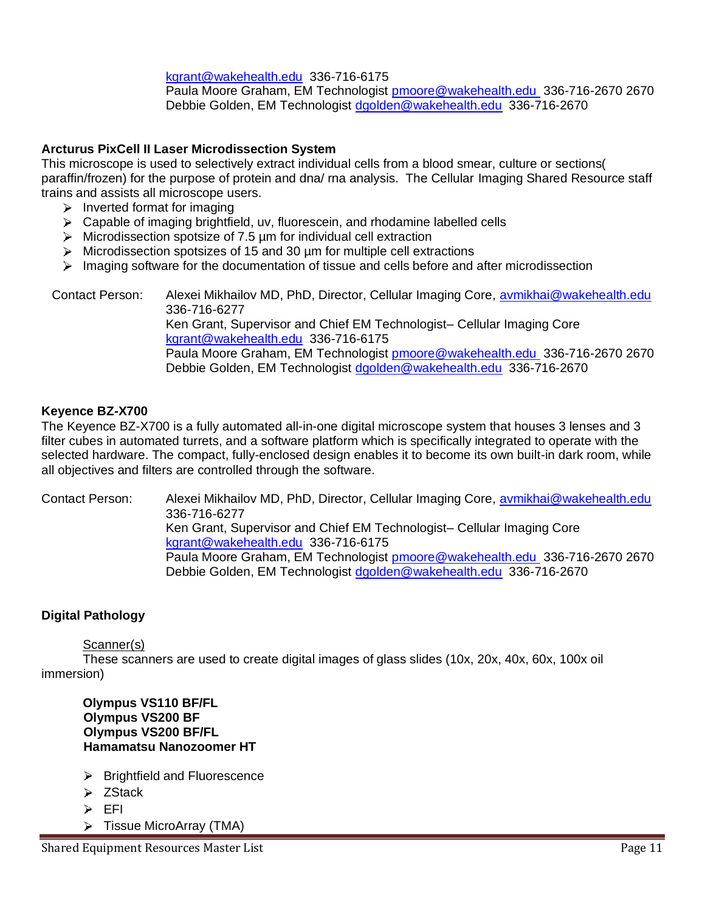kgrant@wakehealth.edu 336-716-6175
Paula Moore Graham, EM Technologist pmoore@wakehealth.edu 336-716-2670 2670
Debbie Golden, EM Technologist dgolden@wakehealth.edu 336-716-2670

**Arcturus PixCell II Laser Microdissection System**

This microscope is used to selectively extract individual cells from a blood smear, culture or sections( paraffin/frozen) for the purpose of protein and dna/ rna analysis. The Cellular Imaging Shared Resource staff trains and assists all microscope users.

- Inverted format for imaging
- Capable of imaging brightfield, uv, fluorescein, and rhodamine labelled cells
- Microdissection spotsize of 7.5 µm for individual cell extraction
- Microdissection spotsizes of 15 and 30 µm for multiple cell extractions
- Imaging software for the documentation of tissue and cells before and after microdissection

Contact Person: Alexei Mikhailov MD, PhD, Director, Cellular Imaging Core, avmikhai@wakehealth.edu 336-716-6277
Ken Grant, Supervisor and Chief EM Technologist– Cellular Imaging Core kgrant@wakehealth.edu 336-716-6175
Paula Moore Graham, EM Technologist pmoore@wakehealth.edu 336-716-2670 2670
Debbie Golden, EM Technologist dgolden@wakehealth.edu 336-716-2670

**Keyence BZ-X700**

The Keyence BZ-X700 is a fully automated all-in-one digital microscope system that houses 3 lenses and 3 filter cubes in automated turrets, and a software platform which is specifically integrated to operate with the selected hardware. The compact, fully-enclosed design enables it to become its own built-in dark room, while all objectives and filters are controlled through the software.

Contact Person: Alexei Mikhailov MD, PhD, Director, Cellular Imaging Core, avmikhai@wakehealth.edu 336-716-6277
Ken Grant, Supervisor and Chief EM Technologist– Cellular Imaging Core kgrant@wakehealth.edu 336-716-6175
Paula Moore Graham, EM Technologist pmoore@wakehealth.edu 336-716-2670 2670
Debbie Golden, EM Technologist dgolden@wakehealth.edu 336-716-2670

**Digital Pathology**

Scanner(s)

These scanners are used to create digital images of glass slides (10x, 20x, 40x, 60x, 100x oil immersion)

**Olympus VS110 BF/FL**
**Olympus VS200 BF**
**Olympus VS200 BF/FL**
**Hamamatsu Nanozoomer HT**

- Brightfield and Fluorescence
- ZStack
- EFI
- Tissue MicroArray (TMA)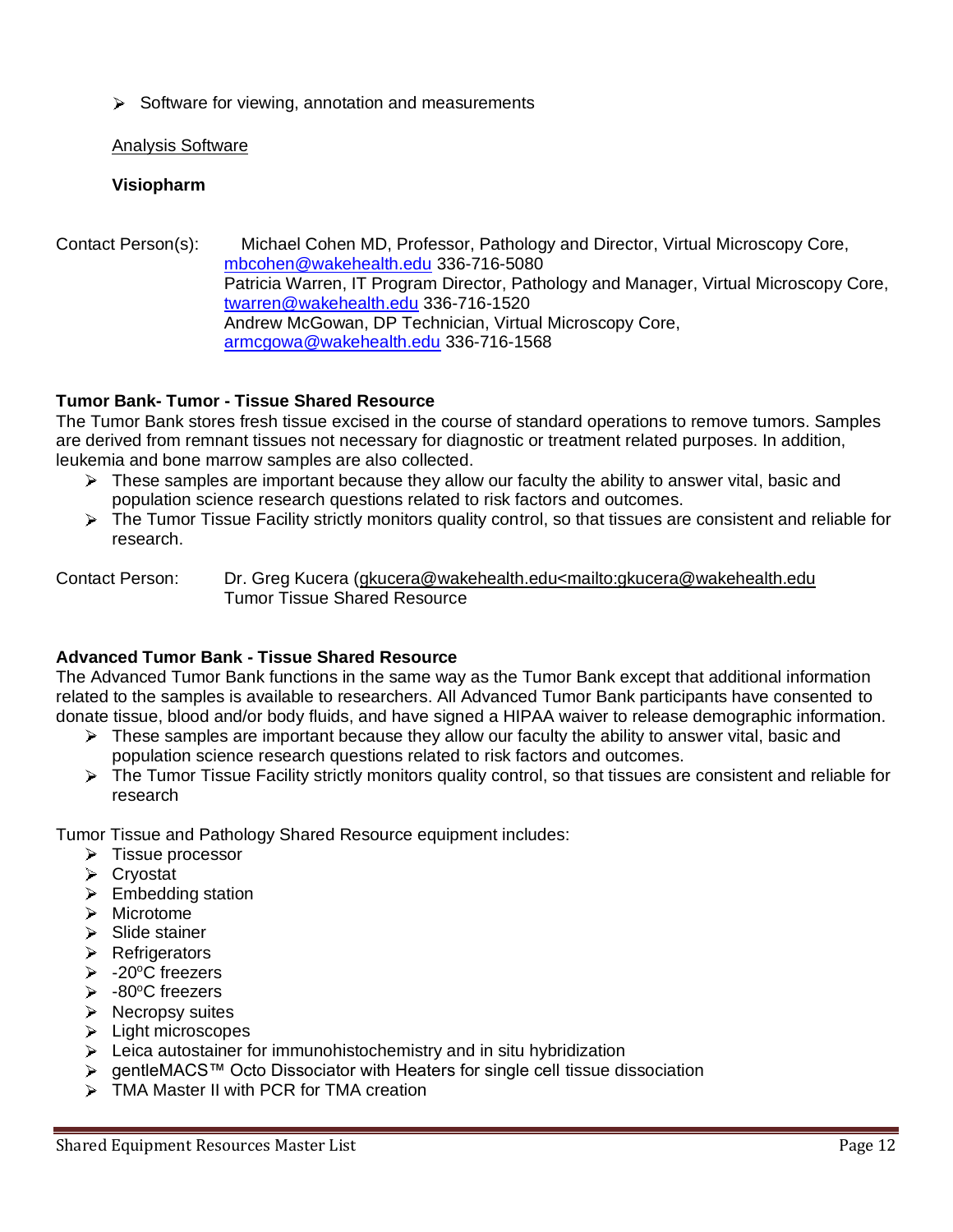- Software for viewing, annotation and measurements

Analysis Software

**Visiopharm**

Contact Person(s): Michael Cohen MD, Professor, Pathology and Director, Virtual Microscopy Core, mbcohen@wakehealth.edu 336-716-5080
Patricia Warren, IT Program Director, Pathology and Manager, Virtual Microscopy Core, twarren@wakehealth.edu 336-716-1520
Andrew McGowan, DP Technician, Virtual Microscopy Core, armcgowa@wakehealth.edu 336-716-1568

**Tumor Bank- Tumor - Tissue Shared Resource**

The Tumor Bank stores fresh tissue excised in the course of standard operations to remove tumors. Samples are derived from remnant tissues not necessary for diagnostic or treatment related purposes. In addition, leukemia and bone marrow samples are also collected.

- These samples are important because they allow our faculty the ability to answer vital, basic and population science research questions related to risk factors and outcomes.
- The Tumor Tissue Facility strictly monitors quality control, so that tissues are consistent and reliable for research.

Contact Person: Dr. Greg Kucera (gkucera@wakehealth.edu<mailto:gkucera@wakehealth.edu
Tumor Tissue Shared Resource

**Advanced Tumor Bank - Tissue Shared Resource**

The Advanced Tumor Bank functions in the same way as the Tumor Bank except that additional information related to the samples is available to researchers. All Advanced Tumor Bank participants have consented to donate tissue, blood and/or body fluids, and have signed a HIPAA waiver to release demographic information.

- These samples are important because they allow our faculty the ability to answer vital, basic and population science research questions related to risk factors and outcomes.
- The Tumor Tissue Facility strictly monitors quality control, so that tissues are consistent and reliable for research

Tumor Tissue and Pathology Shared Resource equipment includes:

- Tissue processor
- Cryostat
- Embedding station
- Microtome
- Slide stainer
- Refrigerators
- -20°C freezers
- -80°C freezers
- Necropsy suites
- Light microscopes
- Leica autostainer for immunohistochemistry and in situ hybridization
- gentleMACS™ Octo Dissociator with Heaters for single cell tissue dissociation
- TMA Master II with PCR for TMA creation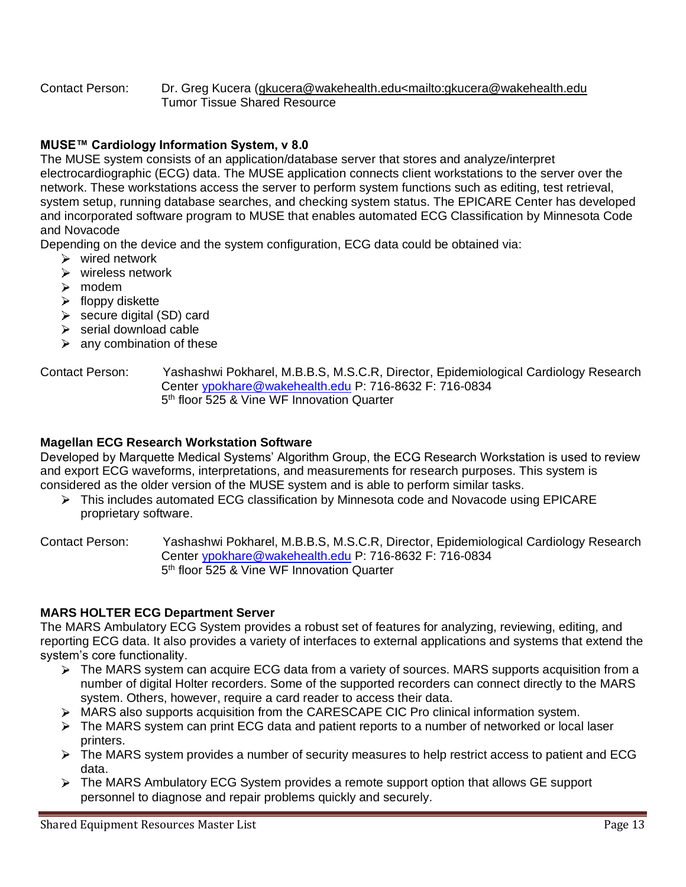Contact Person: Dr. Greg Kucera (gkucera@wakehealth.edu<mailto:gkucera@wakehealth.edu
Tumor Tissue Shared Resource

**MUSE™ Cardiology Information System, v 8.0**

The MUSE system consists of an application/database server that stores and analyze/interpret electrocardiographic (ECG) data. The MUSE application connects client workstations to the server over the network. These workstations access the server to perform system functions such as editing, test retrieval, system setup, running database searches, and checking system status. The EPICARE Center has developed and incorporated software program to MUSE that enables automated ECG Classification by Minnesota Code and Novacode

Depending on the device and the system configuration, ECG data could be obtained via:

- wired network
- wireless network
- modem
- floppy diskette
- secure digital (SD) card
- serial download cable
- any combination of these

Contact Person: Yashashwi Pokharel, M.B.B.S, M.S.C.R, Director, Epidemiological Cardiology Research Center ypokhare@wakehealth.edu P: 716-8632 F: 716-0834
5th floor 525 & Vine WF Innovation Quarter

**Magellan ECG Research Workstation Software**

Developed by Marquette Medical Systems' Algorithm Group, the ECG Research Workstation is used to review and export ECG waveforms, interpretations, and measurements for research purposes. This system is considered as the older version of the MUSE system and is able to perform similar tasks.

- This includes automated ECG classification by Minnesota code and Novacode using EPICARE proprietary software.

Contact Person: Yashashwi Pokharel, M.B.B.S, M.S.C.R, Director, Epidemiological Cardiology Research Center ypokhare@wakehealth.edu P: 716-8632 F: 716-0834
5th floor 525 & Vine WF Innovation Quarter

**MARS HOLTER ECG Department Server**

The MARS Ambulatory ECG System provides a robust set of features for analyzing, reviewing, editing, and reporting ECG data. It also provides a variety of interfaces to external applications and systems that extend the system's core functionality.

- The MARS system can acquire ECG data from a variety of sources. MARS supports acquisition from a number of digital Holter recorders. Some of the supported recorders can connect directly to the MARS system. Others, however, require a card reader to access their data.
- MARS also supports acquisition from the CARESCAPE CIC Pro clinical information system.
- The MARS system can print ECG data and patient reports to a number of networked or local laser printers.
- The MARS system provides a number of security measures to help restrict access to patient and ECG data.
- The MARS Ambulatory ECG System provides a remote support option that allows GE support personnel to diagnose and repair problems quickly and securely.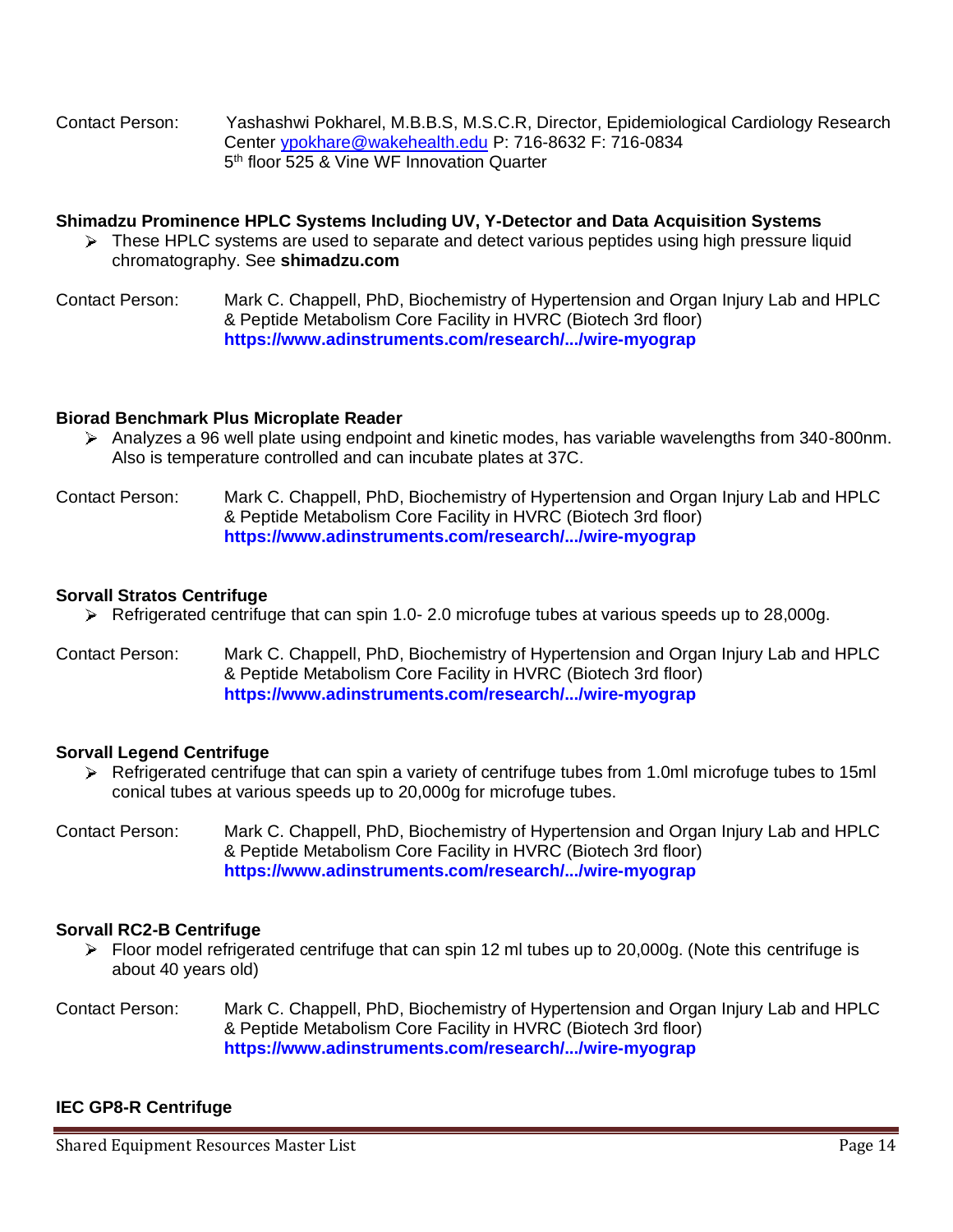Contact Person: Yashashwi Pokharel, M.B.B.S, M.S.C.R, Director, Epidemiological Cardiology Research Center ypokhare@wakehealth.edu P: 716-8632 F: 716-0834
5th floor 525 & Vine WF Innovation Quarter

**Shimadzu Prominence HPLC Systems Including UV, Y-Detector and Data Acquisition Systems**

- These HPLC systems are used to separate and detect various peptides using high pressure liquid chromatography. See **shimadzu.com**

Contact Person: Mark C. Chappell, PhD, Biochemistry of Hypertension and Organ Injury Lab and HPLC & Peptide Metabolism Core Facility in HVRC (Biotech 3rd floor)
**https://www.adinstruments.com/research/.../wire-myograp**

**Biorad Benchmark Plus Microplate Reader**

- Analyzes a 96 well plate using endpoint and kinetic modes, has variable wavelengths from 340-800nm. Also is temperature controlled and can incubate plates at 37C.

Contact Person: Mark C. Chappell, PhD, Biochemistry of Hypertension and Organ Injury Lab and HPLC & Peptide Metabolism Core Facility in HVRC (Biotech 3rd floor)
**https://www.adinstruments.com/research/.../wire-myograp**

**Sorvall Stratos Centrifuge**

- Refrigerated centrifuge that can spin 1.0- 2.0 microfuge tubes at various speeds up to 28,000g.

Contact Person: Mark C. Chappell, PhD, Biochemistry of Hypertension and Organ Injury Lab and HPLC & Peptide Metabolism Core Facility in HVRC (Biotech 3rd floor)
**https://www.adinstruments.com/research/.../wire-myograp**

**Sorvall Legend Centrifuge**

- Refrigerated centrifuge that can spin a variety of centrifuge tubes from 1.0ml microfuge tubes to 15ml conical tubes at various speeds up to 20,000g for microfuge tubes.

Contact Person: Mark C. Chappell, PhD, Biochemistry of Hypertension and Organ Injury Lab and HPLC & Peptide Metabolism Core Facility in HVRC (Biotech 3rd floor)
**https://www.adinstruments.com/research/.../wire-myograp**

**Sorvall RC2-B Centrifuge**

- Floor model refrigerated centrifuge that can spin 12 ml tubes up to 20,000g. (Note this centrifuge is about 40 years old)

Contact Person: Mark C. Chappell, PhD, Biochemistry of Hypertension and Organ Injury Lab and HPLC & Peptide Metabolism Core Facility in HVRC (Biotech 3rd floor)
**https://www.adinstruments.com/research/.../wire-myograp**

**IEC GP8-R Centrifuge**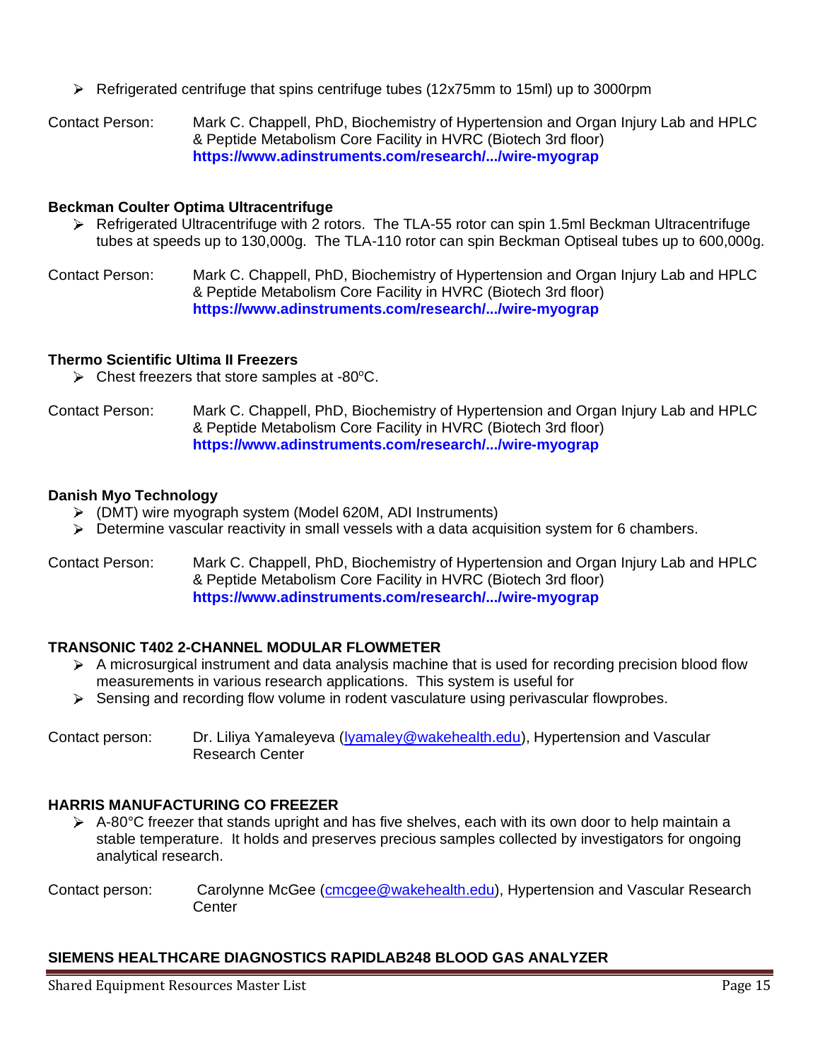- Refrigerated centrifuge that spins centrifuge tubes (12x75mm to 15ml) up to 3000rpm

Contact Person: Mark C. Chappell, PhD, Biochemistry of Hypertension and Organ Injury Lab and HPLC & Peptide Metabolism Core Facility in HVRC (Biotech 3rd floor)
**https://www.adinstruments.com/research/.../wire-myograp**

**Beckman Coulter Optima Ultracentrifuge**

- Refrigerated Ultracentrifuge with 2 rotors. The TLA-55 rotor can spin 1.5ml Beckman Ultracentrifuge tubes at speeds up to 130,000g. The TLA-110 rotor can spin Beckman Optiseal tubes up to 600,000g.

Contact Person: Mark C. Chappell, PhD, Biochemistry of Hypertension and Organ Injury Lab and HPLC & Peptide Metabolism Core Facility in HVRC (Biotech 3rd floor)
**https://www.adinstruments.com/research/.../wire-myograp**

**Thermo Scientific Ultima II Freezers**

- Chest freezers that store samples at -80°C.

Contact Person: Mark C. Chappell, PhD, Biochemistry of Hypertension and Organ Injury Lab and HPLC & Peptide Metabolism Core Facility in HVRC (Biotech 3rd floor)
**https://www.adinstruments.com/research/.../wire-myograp**

**Danish Myo Technology**

- (DMT) wire myograph system (Model 620M, ADI Instruments)
- Determine vascular reactivity in small vessels with a data acquisition system for 6 chambers.

Contact Person: Mark C. Chappell, PhD, Biochemistry of Hypertension and Organ Injury Lab and HPLC & Peptide Metabolism Core Facility in HVRC (Biotech 3rd floor)
**https://www.adinstruments.com/research/.../wire-myograp**

**TRANSONIC T402 2-CHANNEL MODULAR FLOWMETER**

- A microsurgical instrument and data analysis machine that is used for recording precision blood flow measurements in various research applications. This system is useful for
- Sensing and recording flow volume in rodent vasculature using perivascular flowprobes.

Contact person: Dr. Liliya Yamaleyeva (lyamaley@wakehealth.edu), Hypertension and Vascular Research Center

**HARRIS MANUFACTURING CO FREEZER**

- A-80°C freezer that stands upright and has five shelves, each with its own door to help maintain a stable temperature. It holds and preserves precious samples collected by investigators for ongoing analytical research.

Contact person: Carolynne McGee (cmcgee@wakehealth.edu), Hypertension and Vascular Research Center

**SIEMENS HEALTHCARE DIAGNOSTICS RAPIDLAB248 BLOOD GAS ANALYZER**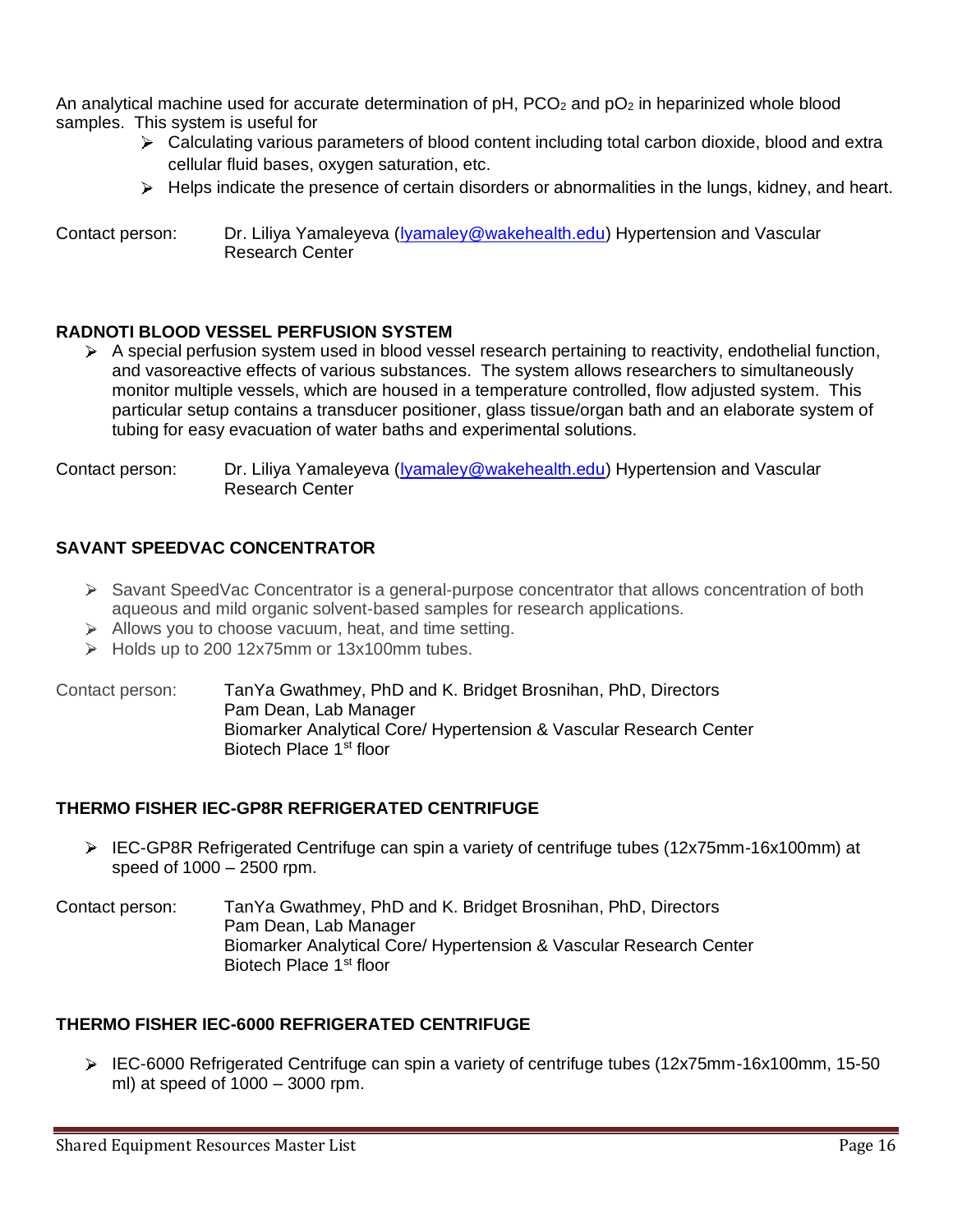An analytical machine used for accurate determination of pH, $PCO_2$ and $pO_2$ in heparinized whole blood samples. This system is useful for

- Calculating various parameters of blood content including total carbon dioxide, blood and extra cellular fluid bases, oxygen saturation, etc.
- Helps indicate the presence of certain disorders or abnormalities in the lungs, kidney, and heart.

Contact person: Dr. Liliya Yamaleyeva (lyamaley@wakehealth.edu) Hypertension and Vascular Research Center

**RADNOTI BLOOD VESSEL PERFUSION SYSTEM**

- A special perfusion system used in blood vessel research pertaining to reactivity, endothelial function, and vasoreactive effects of various substances. The system allows researchers to simultaneously monitor multiple vessels, which are housed in a temperature controlled, flow adjusted system. This particular setup contains a transducer positioner, glass tissue/organ bath and an elaborate system of tubing for easy evacuation of water baths and experimental solutions.

Contact person: Dr. Liliya Yamaleyeva (lyamaley@wakehealth.edu) Hypertension and Vascular Research Center

**SAVANT SPEEDVAC CONCENTRATOR**

- Savant SpeedVac Concentrator is a general-purpose concentrator that allows concentration of both aqueous and mild organic solvent-based samples for research applications.
- Allows you to choose vacuum, heat, and time setting.
- Holds up to 200 12x75mm or 13x100mm tubes.

Contact person: TanYa Gwathmey, PhD and K. Bridget Brosnihan, PhD, Directors
Pam Dean, Lab Manager
Biomarker Analytical Core/ Hypertension & Vascular Research Center
Biotech Place 1st floor

**THERMO FISHER IEC-GP8R REFRIGERATED CENTRIFUGE**

- IEC-GP8R Refrigerated Centrifuge can spin a variety of centrifuge tubes (12x75mm-16x100mm) at speed of 1000 – 2500 rpm.

Contact person: TanYa Gwathmey, PhD and K. Bridget Brosnihan, PhD, Directors
Pam Dean, Lab Manager
Biomarker Analytical Core/ Hypertension & Vascular Research Center
Biotech Place 1st floor

**THERMO FISHER IEC-6000 REFRIGERATED CENTRIFUGE**

- IEC-6000 Refrigerated Centrifuge can spin a variety of centrifuge tubes (12x75mm-16x100mm, 15-50 ml) at speed of 1000 – 3000 rpm.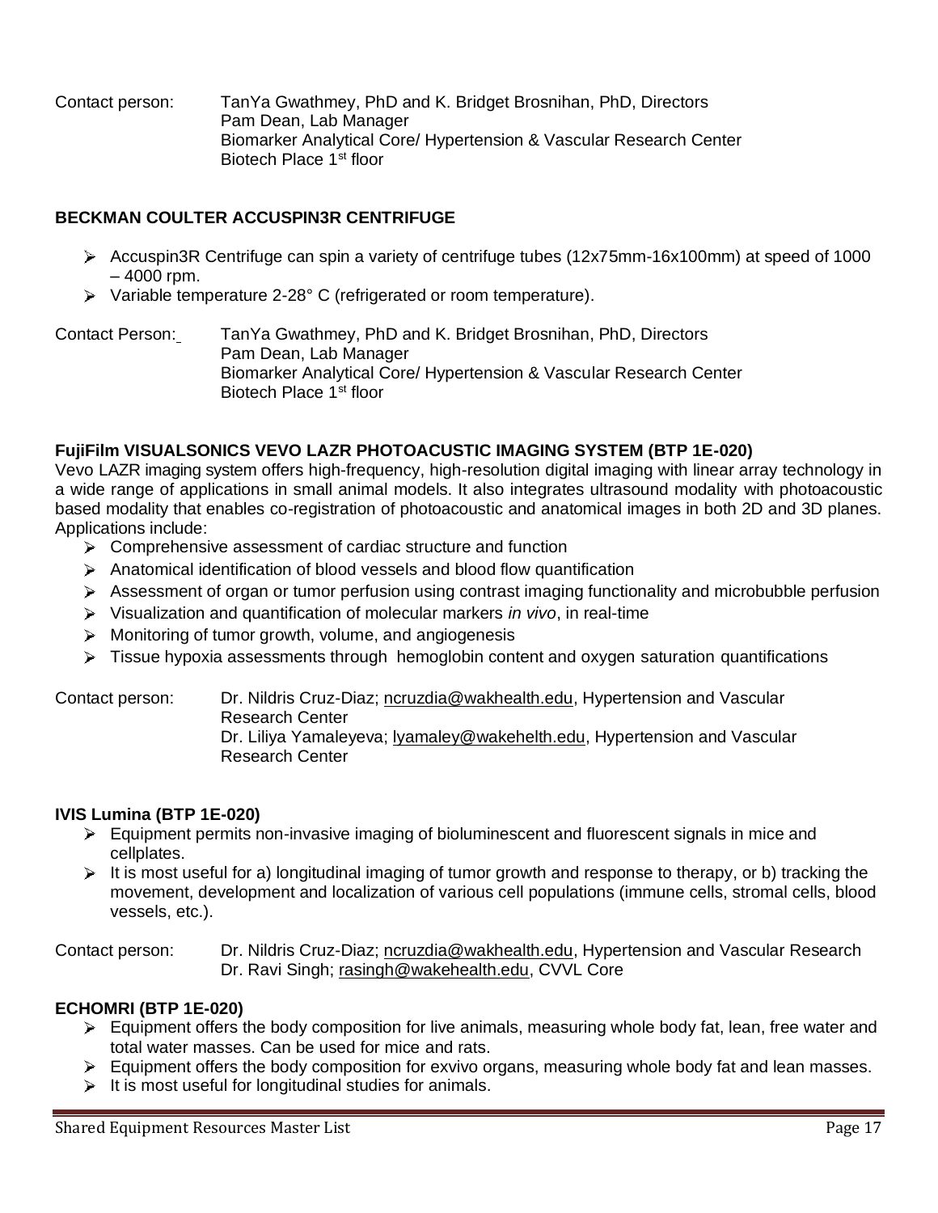Contact person: TanYa Gwathmey, PhD and K. Bridget Brosnihan, PhD, Directors
Pam Dean, Lab Manager
Biomarker Analytical Core/ Hypertension & Vascular Research Center
Biotech Place 1st floor

**BECKMAN COULTER ACCUSPIN3R CENTRIFUGE**

- Accuspin3R Centrifuge can spin a variety of centrifuge tubes (12x75mm-16x100mm) at speed of 1000 – 4000 rpm.
- Variable temperature 2-28° C (refrigerated or room temperature).

Contact Person: TanYa Gwathmey, PhD and K. Bridget Brosnihan, PhD, Directors
Pam Dean, Lab Manager
Biomarker Analytical Core/ Hypertension & Vascular Research Center
Biotech Place 1st floor

**FujiFilm VISUALSONICS VEVO LAZR PHOTOACUSTIC IMAGING SYSTEM (BTP 1E-020)**

Vevo LAZR imaging system offers high-frequency, high-resolution digital imaging with linear array technology in a wide range of applications in small animal models. It also integrates ultrasound modality with photoacoustic based modality that enables co-registration of photoacoustic and anatomical images in both 2D and 3D planes. Applications include:

- Comprehensive assessment of cardiac structure and function
- Anatomical identification of blood vessels and blood flow quantification
- Assessment of organ or tumor perfusion using contrast imaging functionality and microbubble perfusion
- Visualization and quantification of molecular markers *in vivo*, in real-time
- Monitoring of tumor growth, volume, and angiogenesis
- Tissue hypoxia assessments through hemoglobin content and oxygen saturation quantifications

Contact person: Dr. Nildris Cruz-Diaz; ncruzdia@wakhealth.edu, Hypertension and Vascular Research Center
Dr. Liliya Yamaleyeva; lyamaley@wakehelth.edu, Hypertension and Vascular Research Center

**IVIS Lumina (BTP 1E-020)**

- Equipment permits non-invasive imaging of bioluminescent and fluorescent signals in mice and cellplates.
- It is most useful for a) longitudinal imaging of tumor growth and response to therapy, or b) tracking the movement, development and localization of various cell populations (immune cells, stromal cells, blood vessels, etc.).

Contact person: Dr. Nildris Cruz-Diaz; ncruzdia@wakhealth.edu, Hypertension and Vascular Research
Dr. Ravi Singh; rasingh@wakehealth.edu, CVVL Core

**ECHOMRI (BTP 1E-020)**

- Equipment offers the body composition for live animals, measuring whole body fat, lean, free water and total water masses. Can be used for mice and rats.
- Equipment offers the body composition for exvivo organs, measuring whole body fat and lean masses.
- It is most useful for longitudinal studies for animals.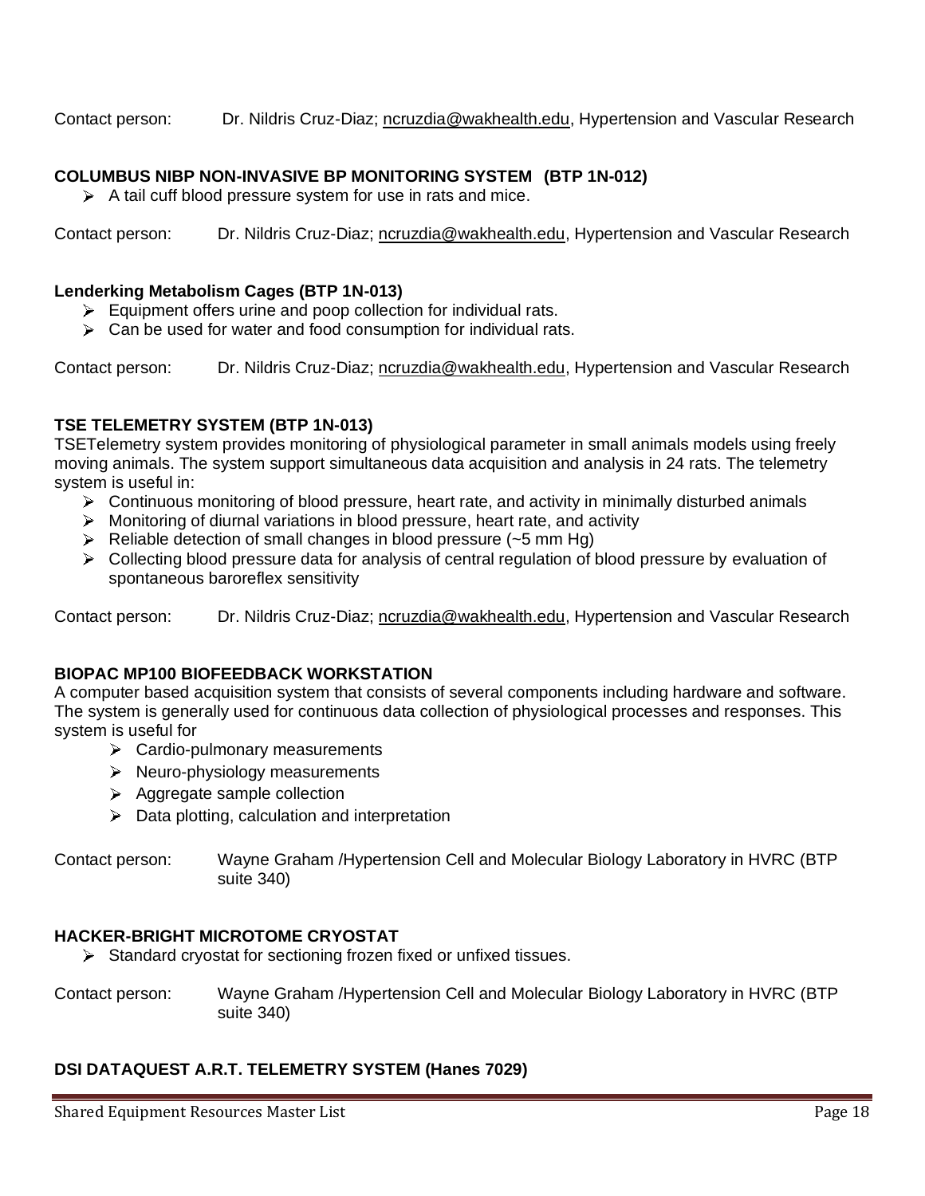Contact person: Dr. Nildris Cruz-Diaz; ncruzdia@wakhealth.edu, Hypertension and Vascular Research

**COLUMBUS NIBP NON-INVASIVE BP MONITORING SYSTEM (BTP 1N-012)**

- A tail cuff blood pressure system for use in rats and mice.

Contact person: Dr. Nildris Cruz-Diaz; ncruzdia@wakhealth.edu, Hypertension and Vascular Research

**Lenderking Metabolism Cages (BTP 1N-013)**

- Equipment offers urine and poop collection for individual rats.
- Can be used for water and food consumption for individual rats.

Contact person: Dr. Nildris Cruz-Diaz; ncruzdia@wakhealth.edu, Hypertension and Vascular Research

**TSE TELEMETRY SYSTEM (BTP 1N-013)**

TSETelemetry system provides monitoring of physiological parameter in small animals models using freely moving animals. The system support simultaneous data acquisition and analysis in 24 rats. The telemetry system is useful in:

- Continuous monitoring of blood pressure, heart rate, and activity in minimally disturbed animals
- Monitoring of diurnal variations in blood pressure, heart rate, and activity
- Reliable detection of small changes in blood pressure (~5 mm Hg)
- Collecting blood pressure data for analysis of central regulation of blood pressure by evaluation of spontaneous baroreflex sensitivity

Contact person: Dr. Nildris Cruz-Diaz; ncruzdia@wakhealth.edu, Hypertension and Vascular Research

**BIOPAC MP100 BIOFEEDBACK WORKSTATION**

A computer based acquisition system that consists of several components including hardware and software. The system is generally used for continuous data collection of physiological processes and responses. This system is useful for

- Cardio-pulmonary measurements
- Neuro-physiology measurements
- Aggregate sample collection
- Data plotting, calculation and interpretation

Contact person: Wayne Graham /Hypertension Cell and Molecular Biology Laboratory in HVRC (BTP suite 340)

**HACKER-BRIGHT MICROTOME CRYOSTAT**

- Standard cryostat for sectioning frozen fixed or unfixed tissues.

Contact person: Wayne Graham /Hypertension Cell and Molecular Biology Laboratory in HVRC (BTP suite 340)

**DSI DATAQUEST A.R.T. TELEMETRY SYSTEM (Hanes 7029)**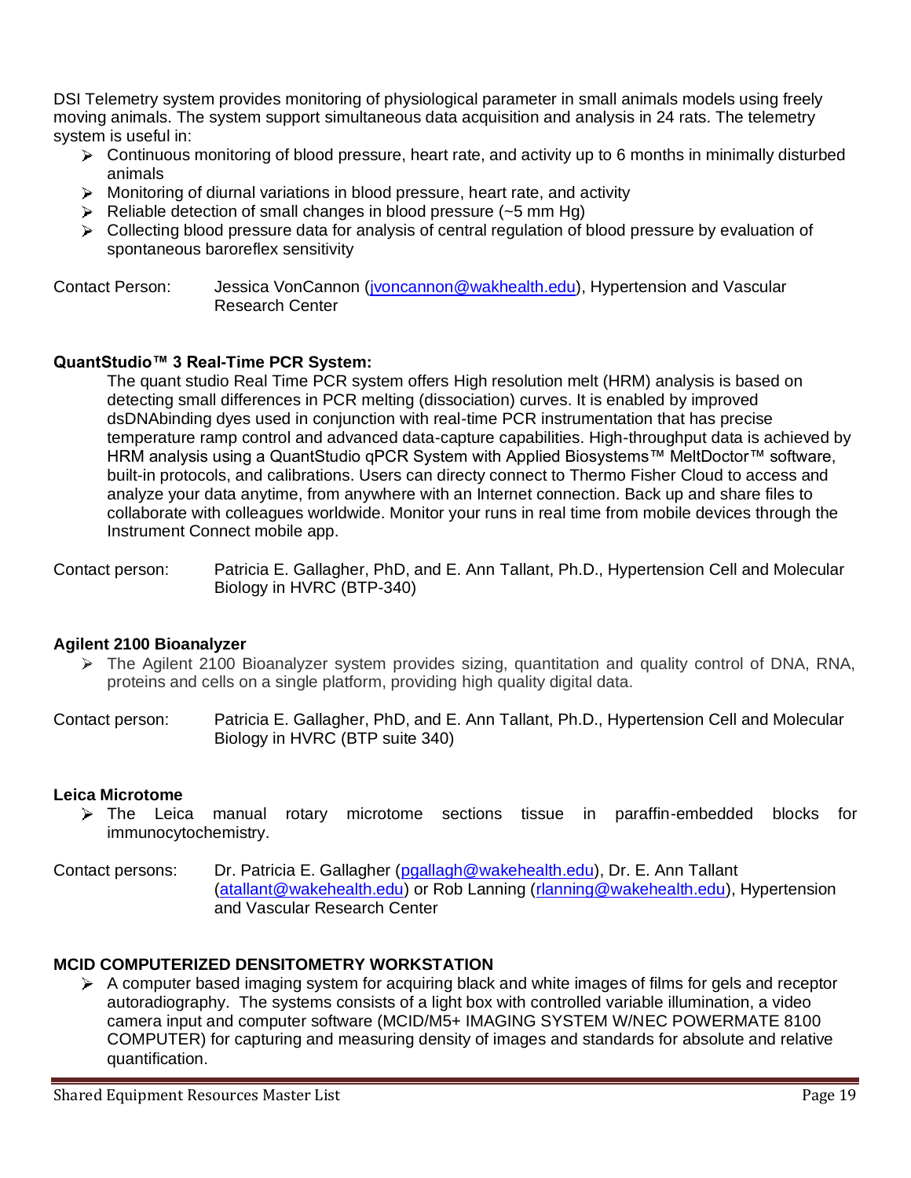DSI Telemetry system provides monitoring of physiological parameter in small animals models using freely moving animals. The system support simultaneous data acquisition and analysis in 24 rats. The telemetry system is useful in:

- Continuous monitoring of blood pressure, heart rate, and activity up to 6 months in minimally disturbed animals
- Monitoring of diurnal variations in blood pressure, heart rate, and activity
- Reliable detection of small changes in blood pressure (~5 mm Hg)
- Collecting blood pressure data for analysis of central regulation of blood pressure by evaluation of spontaneous baroreflex sensitivity

Contact Person: Jessica VonCannon (jvoncannon@wakhealth.edu), Hypertension and Vascular Research Center

**QuantStudio™ 3 Real-Time PCR System:**

The quant studio Real Time PCR system offers High resolution melt (HRM) analysis is based on detecting small differences in PCR melting (dissociation) curves. It is enabled by improved dsDNAbinding dyes used in conjunction with real-time PCR instrumentation that has precise temperature ramp control and advanced data-capture capabilities. High-throughput data is achieved by HRM analysis using a QuantStudio qPCR System with Applied Biosystems™ MeltDoctor™ software, built-in protocols, and calibrations. Users can directy connect to Thermo Fisher Cloud to access and analyze your data anytime, from anywhere with an Internet connection. Back up and share files to collaborate with colleagues worldwide. Monitor your runs in real time from mobile devices through the Instrument Connect mobile app.

Contact person: Patricia E. Gallagher, PhD, and E. Ann Tallant, Ph.D., Hypertension Cell and Molecular Biology in HVRC (BTP-340)

**Agilent 2100 Bioanalyzer**

- The Agilent 2100 Bioanalyzer system provides sizing, quantitation and quality control of DNA, RNA, proteins and cells on a single platform, providing high quality digital data.

Contact person: Patricia E. Gallagher, PhD, and E. Ann Tallant, Ph.D., Hypertension Cell and Molecular Biology in HVRC (BTP suite 340)

**Leica Microtome**

- The Leica manual rotary microtome sections tissue in paraffin-embedded blocks for immunocytochemistry.

Contact persons: Dr. Patricia E. Gallagher (pgallagh@wakehealth.edu), Dr. E. Ann Tallant (atallant@wakehealth.edu) or Rob Lanning (rlanning@wakehealth.edu), Hypertension and Vascular Research Center

**MCID COMPUTERIZED DENSITOMETRY WORKSTATION**

- A computer based imaging system for acquiring black and white images of films for gels and receptor autoradiography. The systems consists of a light box with controlled variable illumination, a video camera input and computer software (MCID/M5+ IMAGING SYSTEM W/NEC POWERMATE 8100 COMPUTER) for capturing and measuring density of images and standards for absolute and relative quantification.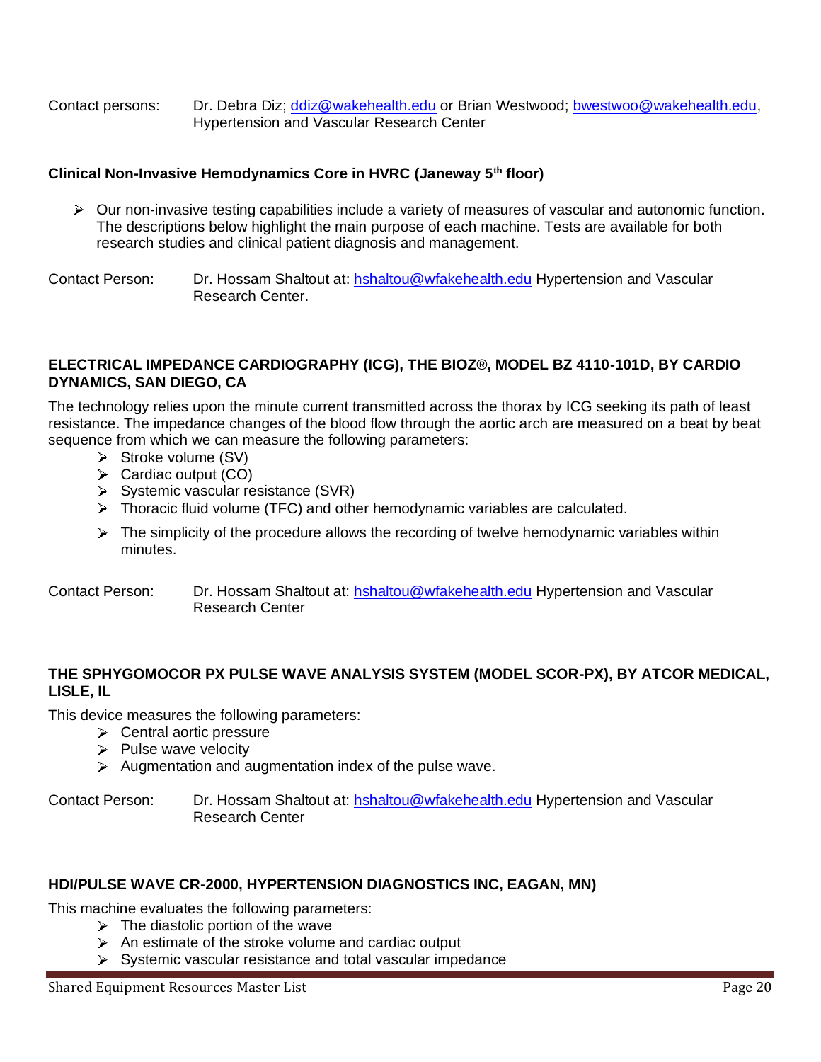Contact persons: Dr. Debra Diz; [ddiz@wakehealth.edu](mailto:ddiz@wakehealth.edu) or Brian Westwood; [bwestwoo@wakehealth.edu](mailto:bwestwoo@wakehealth.edu), Hypertension and Vascular Research Center

### Clinical Non-Invasive Hemodynamics Core in HVRC (Janeway 5th floor)

- Our non-invasive testing capabilities include a variety of measures of vascular and autonomic function. The descriptions below highlight the main purpose of each machine. Tests are available for both research studies and clinical patient diagnosis and management.

Contact Person: Dr. Hossam Shaltout at: [hshaltou@wfakehealth.edu](mailto:hshaltou@wfakehealth.edu) Hypertension and Vascular Research Center.

### ELECTRICAL IMPEDANCE CARDIOGRAPHY (ICG), THE BIOZ®, MODEL BZ 4110-101D, BY CARDIO DYNAMICS, SAN DIEGO, CA

The technology relies upon the minute current transmitted across the thorax by ICG seeking its path of least resistance. The impedance changes of the blood flow through the aortic arch are measured on a beat by beat sequence from which we can measure the following parameters:

- Stroke volume (SV)
- Cardiac output (CO)
- Systemic vascular resistance (SVR)
- Thoracic fluid volume (TFC) and other hemodynamic variables are calculated.
- The simplicity of the procedure allows the recording of twelve hemodynamic variables within minutes.

Contact Person: Dr. Hossam Shaltout at: [hshaltou@wfakehealth.edu](mailto:hshaltou@wfakehealth.edu) Hypertension and Vascular Research Center

### THE SPHYGOMOCOR PX PULSE WAVE ANALYSIS SYSTEM (MODEL SCOR-PX), BY ATCOR MEDICAL, LISLE, IL

This device measures the following parameters:

- Central aortic pressure
- Pulse wave velocity
- Augmentation and augmentation index of the pulse wave.

Contact Person: Dr. Hossam Shaltout at: [hshaltou@wfakehealth.edu](mailto:hshaltou@wfakehealth.edu) Hypertension and Vascular Research Center

### HDI/PULSE WAVE CR-2000, HYPERTENSION DIAGNOSTICS INC, EAGAN, MN)

This machine evaluates the following parameters:

- The diastolic portion of the wave
- An estimate of the stroke volume and cardiac output
- Systemic vascular resistance and total vascular impedance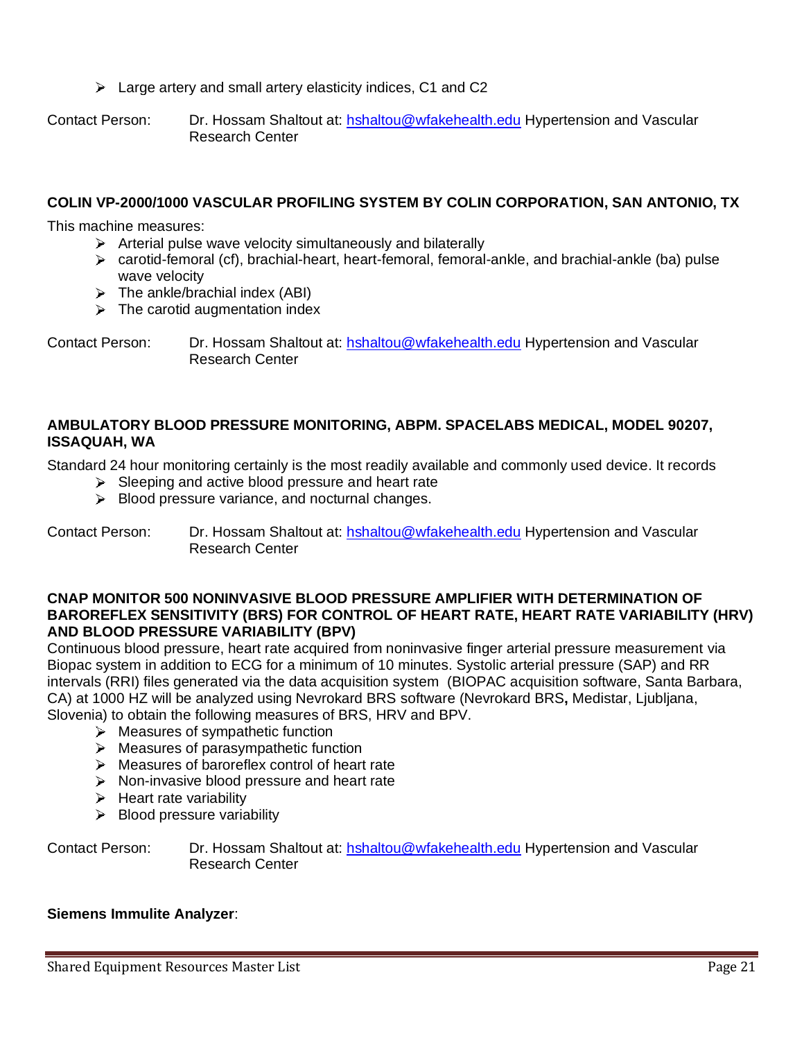- Large artery and small artery elasticity indices, C1 and C2

Contact Person: Dr. Hossam Shaltout at: hshaltou@wfakehealth.edu Hypertension and Vascular Research Center

**COLIN VP-2000/1000 VASCULAR PROFILING SYSTEM BY COLIN CORPORATION, SAN ANTONIO, TX**

This machine measures:

- Arterial pulse wave velocity simultaneously and bilaterally
- carotid-femoral (cf), brachial-heart, heart-femoral, femoral-ankle, and brachial-ankle (ba) pulse wave velocity
- The ankle/brachial index (ABI)
- The carotid augmentation index

Contact Person: Dr. Hossam Shaltout at: hshaltou@wfakehealth.edu Hypertension and Vascular Research Center

**AMBULATORY BLOOD PRESSURE MONITORING, ABPM. SPACELABS MEDICAL, MODEL 90207, ISSAQUAH, WA**

Standard 24 hour monitoring certainly is the most readily available and commonly used device. It records

- Sleeping and active blood pressure and heart rate
- Blood pressure variance, and nocturnal changes.

Contact Person: Dr. Hossam Shaltout at: hshaltou@wfakehealth.edu Hypertension and Vascular Research Center

**CNAP MONITOR 500 NONINVASIVE BLOOD PRESSURE AMPLIFIER WITH DETERMINATION OF BAROREFLEX SENSITIVITY (BRS) FOR CONTROL OF HEART RATE, HEART RATE VARIABILITY (HRV) AND BLOOD PRESSURE VARIABILITY (BPV)**

Continuous blood pressure, heart rate acquired from noninvasive finger arterial pressure measurement via Biopac system in addition to ECG for a minimum of 10 minutes. Systolic arterial pressure (SAP) and RR intervals (RRI) files generated via the data acquisition system (BIOPAC acquisition software, Santa Barbara, CA) at 1000 HZ will be analyzed using Nevrokard BRS software (Nevrokard BRS**,** Medistar, Ljubljana, Slovenia) to obtain the following measures of BRS, HRV and BPV.

- Measures of sympathetic function
- Measures of parasympathetic function
- Measures of baroreflex control of heart rate
- Non-invasive blood pressure and heart rate
- Heart rate variability
- Blood pressure variability

Contact Person: Dr. Hossam Shaltout at: hshaltou@wfakehealth.edu Hypertension and Vascular Research Center

**Siemens Immulite Analyzer**: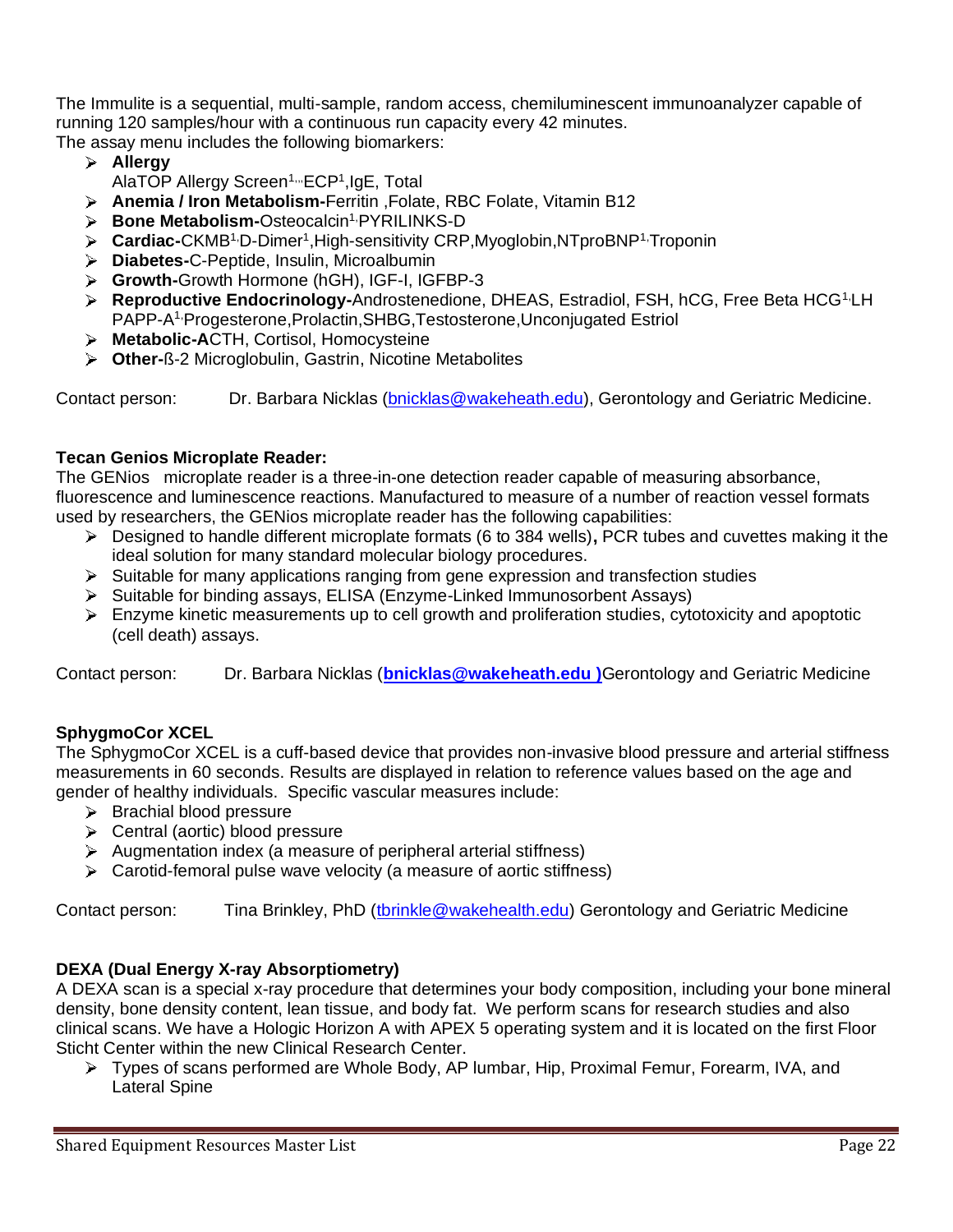The Immulite is a sequential, multi-sample, random access, chemiluminescent immunoanalyzer capable of running 120 samples/hour with a continuous run capacity every 42 minutes.
The assay menu includes the following biomarkers:

- **Allergy**
  AlaTOP Allergy Screen[1,] ECP[1],IgE, Total
- **Anemia / Iron Metabolism-**Ferritin ,Folate, RBC Folate, Vitamin B12
- **Bone Metabolism-**Osteocalcin[1,]PYRILINKS-D
- **Cardiac-**CKMB[1,]D-Dimer[1],High-sensitivity CRP,Myoglobin,NTproBNP[1,]Troponin
- **Diabetes-**C-Peptide, Insulin, Microalbumin
- **Growth-**Growth Hormone (hGH), IGF-I, IGFBP-3
- **Reproductive Endocrinology-**Androstenedione, DHEAS, Estradiol, FSH, hCG, Free Beta HCG[1,]LH PAPP-A[1,]Progesterone,Prolactin,SHBG,Testosterone,Unconjugated Estriol
- **Metabolic-A**CTH, Cortisol, Homocysteine
- **Other-**ß-2 Microglobulin, Gastrin, Nicotine Metabolites

Contact person: Dr. Barbara Nicklas (bnicklas@wakeheath.edu), Gerontology and Geriatric Medicine.

**Tecan Genios Microplate Reader:**

The GENios microplate reader is a three-in-one detection reader capable of measuring absorbance, fluorescence and luminescence reactions. Manufactured to measure of a number of reaction vessel formats used by researchers, the GENios microplate reader has the following capabilities:

- Designed to handle different microplate formats (6 to 384 wells)**,** PCR tubes and cuvettes making it the ideal solution for many standard molecular biology procedures.
- Suitable for many applications ranging from gene expression and transfection studies
- Suitable for binding assays, ELISA (Enzyme-Linked Immunosorbent Assays)
- Enzyme kinetic measurements up to cell growth and proliferation studies, cytotoxicity and apoptotic (cell death) assays.

Contact person: Dr. Barbara Nicklas (**bnicklas@wakeheath.edu )**Gerontology and Geriatric Medicine

**SphygmoCor XCEL**

The SphygmoCor XCEL is a cuff-based device that provides non-invasive blood pressure and arterial stiffness measurements in 60 seconds. Results are displayed in relation to reference values based on the age and gender of healthy individuals. Specific vascular measures include:

- Brachial blood pressure
- Central (aortic) blood pressure
- Augmentation index (a measure of peripheral arterial stiffness)
- Carotid-femoral pulse wave velocity (a measure of aortic stiffness)

Contact person: Tina Brinkley, PhD (tbrinkle@wakehealth.edu) Gerontology and Geriatric Medicine

**DEXA (Dual Energy X-ray Absorptiometry)**

A DEXA scan is a special x-ray procedure that determines your body composition, including your bone mineral density, bone density content, lean tissue, and body fat. We perform scans for research studies and also clinical scans. We have a Hologic Horizon A with APEX 5 operating system and it is located on the first Floor Sticht Center within the new Clinical Research Center.

- Types of scans performed are Whole Body, AP lumbar, Hip, Proximal Femur, Forearm, IVA, and Lateral Spine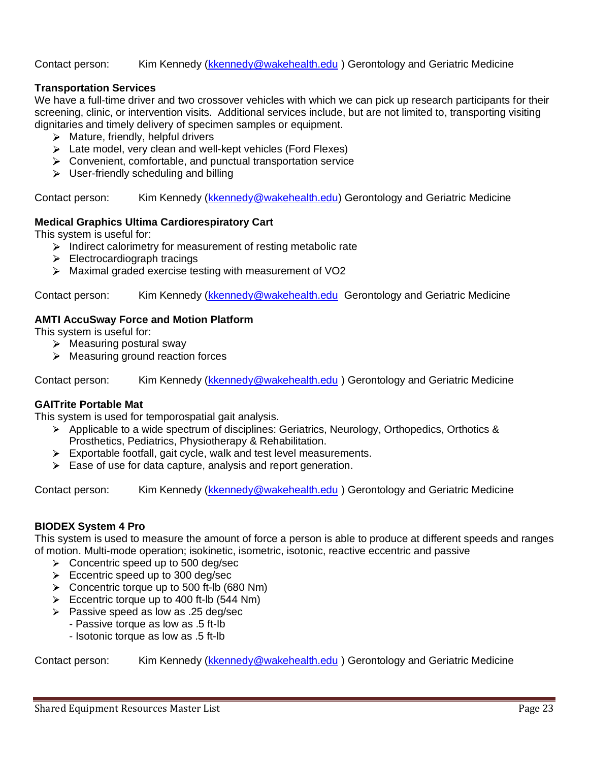Contact person: Kim Kennedy (kkennedy@wakehealth.edu ) Gerontology and Geriatric Medicine

**Transportation Services**

We have a full-time driver and two crossover vehicles with which we can pick up research participants for their screening, clinic, or intervention visits. Additional services include, but are not limited to, transporting visiting dignitaries and timely delivery of specimen samples or equipment.

- Mature, friendly, helpful drivers
- Late model, very clean and well-kept vehicles (Ford Flexes)
- Convenient, comfortable, and punctual transportation service
- User-friendly scheduling and billing

Contact person: Kim Kennedy (kkennedy@wakehealth.edu) Gerontology and Geriatric Medicine

**Medical Graphics Ultima Cardiorespiratory Cart**

This system is useful for:

- Indirect calorimetry for measurement of resting metabolic rate
- Electrocardiograph tracings
- Maximal graded exercise testing with measurement of VO2

Contact person: Kim Kennedy (kkennedy@wakehealth.edu Gerontology and Geriatric Medicine

**AMTI AccuSway Force and Motion Platform**

This system is useful for:

- Measuring postural sway
- Measuring ground reaction forces

Contact person: Kim Kennedy (kkennedy@wakehealth.edu ) Gerontology and Geriatric Medicine

**GAITrite Portable Mat**

This system is used for temporospatial gait analysis.

- Applicable to a wide spectrum of disciplines: Geriatrics, Neurology, Orthopedics, Orthotics & Prosthetics, Pediatrics, Physiotherapy & Rehabilitation.
- Exportable footfall, gait cycle, walk and test level measurements.
- Ease of use for data capture, analysis and report generation.

Contact person: Kim Kennedy (kkennedy@wakehealth.edu ) Gerontology and Geriatric Medicine

**BIODEX System 4 Pro**

This system is used to measure the amount of force a person is able to produce at different speeds and ranges of motion. Multi-mode operation; isokinetic, isometric, isotonic, reactive eccentric and passive

- Concentric speed up to 500 deg/sec
- Eccentric speed up to 300 deg/sec
- Concentric torque up to 500 ft-lb (680 Nm)
- Eccentric torque up to 400 ft-lb (544 Nm)
- Passive speed as low as .25 deg/sec
  - Passive torque as low as .5 ft-lb
  - Isotonic torque as low as .5 ft-lb

Contact person: Kim Kennedy (kkennedy@wakehealth.edu ) Gerontology and Geriatric Medicine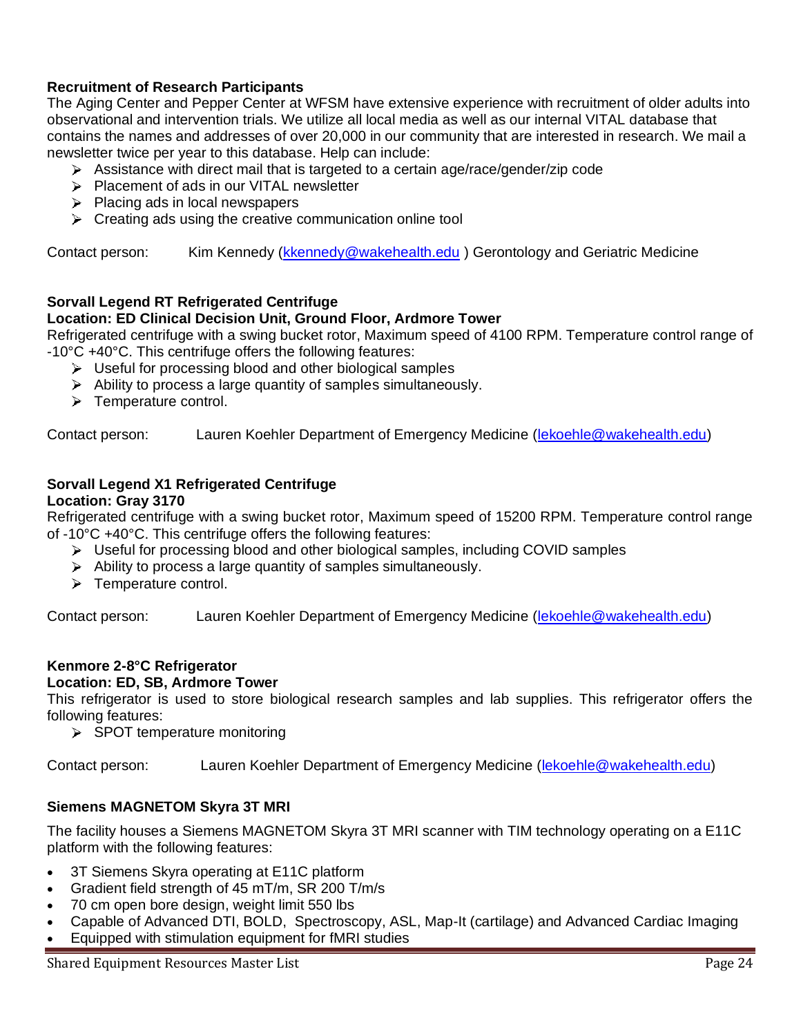**Recruitment of Research Participants**

The Aging Center and Pepper Center at WFSM have extensive experience with recruitment of older adults into observational and intervention trials. We utilize all local media as well as our internal VITAL database that contains the names and addresses of over 20,000 in our community that are interested in research. We mail a newsletter twice per year to this database. Help can include:

- Assistance with direct mail that is targeted to a certain age/race/gender/zip code
- Placement of ads in our VITAL newsletter
- Placing ads in local newspapers
- Creating ads using the creative communication online tool

Contact person: Kim Kennedy (kkennedy@wakehealth.edu ) Gerontology and Geriatric Medicine

**Sorvall Legend RT Refrigerated Centrifuge**
**Location: ED Clinical Decision Unit, Ground Floor, Ardmore Tower**

Refrigerated centrifuge with a swing bucket rotor, Maximum speed of 4100 RPM. Temperature control range of -10°C +40°C. This centrifuge offers the following features:

- Useful for processing blood and other biological samples
- Ability to process a large quantity of samples simultaneously.
- Temperature control.

Contact person: Lauren Koehler Department of Emergency Medicine (lekoehle@wakehealth.edu)

**Sorvall Legend X1 Refrigerated Centrifuge**
**Location: Gray 3170**

Refrigerated centrifuge with a swing bucket rotor, Maximum speed of 15200 RPM. Temperature control range of -10°C +40°C. This centrifuge offers the following features:

- Useful for processing blood and other biological samples, including COVID samples
- Ability to process a large quantity of samples simultaneously.
- Temperature control.

Contact person: Lauren Koehler Department of Emergency Medicine (lekoehle@wakehealth.edu)

**Kenmore 2-8°C Refrigerator**
**Location: ED, SB, Ardmore Tower**

This refrigerator is used to store biological research samples and lab supplies. This refrigerator offers the following features:

- SPOT temperature monitoring

Contact person: Lauren Koehler Department of Emergency Medicine (lekoehle@wakehealth.edu)

**Siemens MAGNETOM Skyra 3T MRI**

The facility houses a Siemens MAGNETOM Skyra 3T MRI scanner with TIM technology operating on a E11C platform with the following features:

- 3T Siemens Skyra operating at E11C platform
- Gradient field strength of 45 mT/m, SR 200 T/m/s
- 70 cm open bore design, weight limit 550 lbs
- Capable of Advanced DTI, BOLD, Spectroscopy, ASL, Map-It (cartilage) and Advanced Cardiac Imaging
- Equipped with stimulation equipment for fMRI studies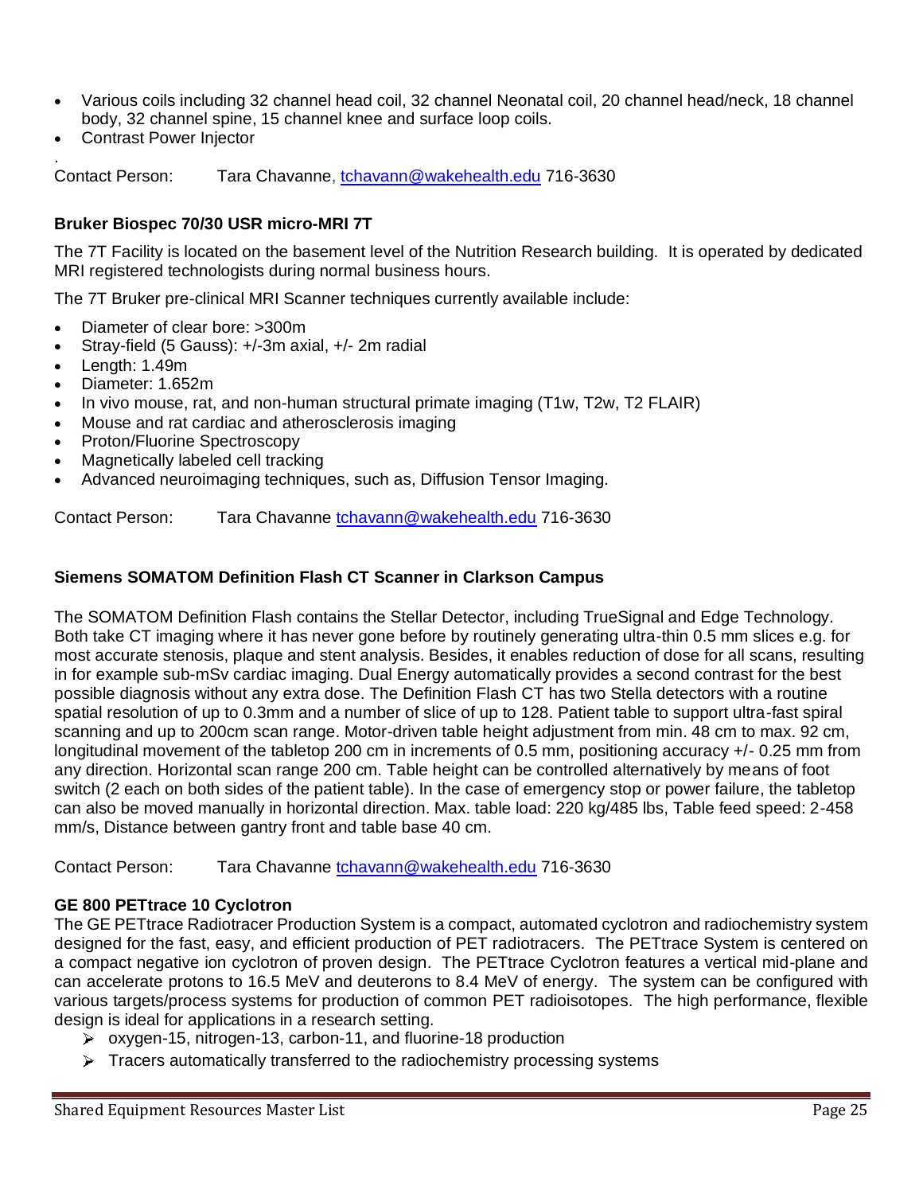- Various coils including 32 channel head coil, 32 channel Neonatal coil, 20 channel head/neck, 18 channel body, 32 channel spine, 15 channel knee and surface loop coils.
- Contrast Power Injector

.
Contact Person: Tara Chavanne, tchavann@wakehealth.edu 716-3630

**Bruker Biospec 70/30 USR micro-MRI 7T**

The 7T Facility is located on the basement level of the Nutrition Research building. It is operated by dedicated MRI registered technologists during normal business hours.

The 7T Bruker pre-clinical MRI Scanner techniques currently available include:

- Diameter of clear bore: >300m
- Stray-field (5 Gauss): +/-3m axial, +/- 2m radial
- Length: 1.49m
- Diameter: 1.652m
- In vivo mouse, rat, and non-human structural primate imaging (T1w, T2w, T2 FLAIR)
- Mouse and rat cardiac and atherosclerosis imaging
- Proton/Fluorine Spectroscopy
- Magnetically labeled cell tracking
- Advanced neuroimaging techniques, such as, Diffusion Tensor Imaging.

Contact Person: Tara Chavanne tchavann@wakehealth.edu 716-3630

**Siemens SOMATOM Definition Flash CT Scanner in Clarkson Campus**

The SOMATOM Definition Flash contains the Stellar Detector, including TrueSignal and Edge Technology. Both take CT imaging where it has never gone before by routinely generating ultra-thin 0.5 mm slices e.g. for most accurate stenosis, plaque and stent analysis. Besides, it enables reduction of dose for all scans, resulting in for example sub-mSv cardiac imaging. Dual Energy automatically provides a second contrast for the best possible diagnosis without any extra dose. The Definition Flash CT has two Stella detectors with a routine spatial resolution of up to 0.3mm and a number of slice of up to 128. Patient table to support ultra-fast spiral scanning and up to 200cm scan range. Motor-driven table height adjustment from min. 48 cm to max. 92 cm, longitudinal movement of the tabletop 200 cm in increments of 0.5 mm, positioning accuracy +/- 0.25 mm from any direction. Horizontal scan range 200 cm. Table height can be controlled alternatively by means of foot switch (2 each on both sides of the patient table). In the case of emergency stop or power failure, the tabletop can also be moved manually in horizontal direction. Max. table load: 220 kg/485 lbs, Table feed speed: 2-458 mm/s, Distance between gantry front and table base 40 cm.

Contact Person: Tara Chavanne tchavann@wakehealth.edu 716-3630

**GE 800 PETtrace 10 Cyclotron**

The GE PETtrace Radiotracer Production System is a compact, automated cyclotron and radiochemistry system designed for the fast, easy, and efficient production of PET radiotracers. The PETtrace System is centered on a compact negative ion cyclotron of proven design. The PETtrace Cyclotron features a vertical mid-plane and can accelerate protons to 16.5 MeV and deuterons to 8.4 MeV of energy. The system can be configured with various targets/process systems for production of common PET radioisotopes. The high performance, flexible design is ideal for applications in a research setting.

- oxygen-15, nitrogen-13, carbon-11, and fluorine-18 production
- Tracers automatically transferred to the radiochemistry processing systems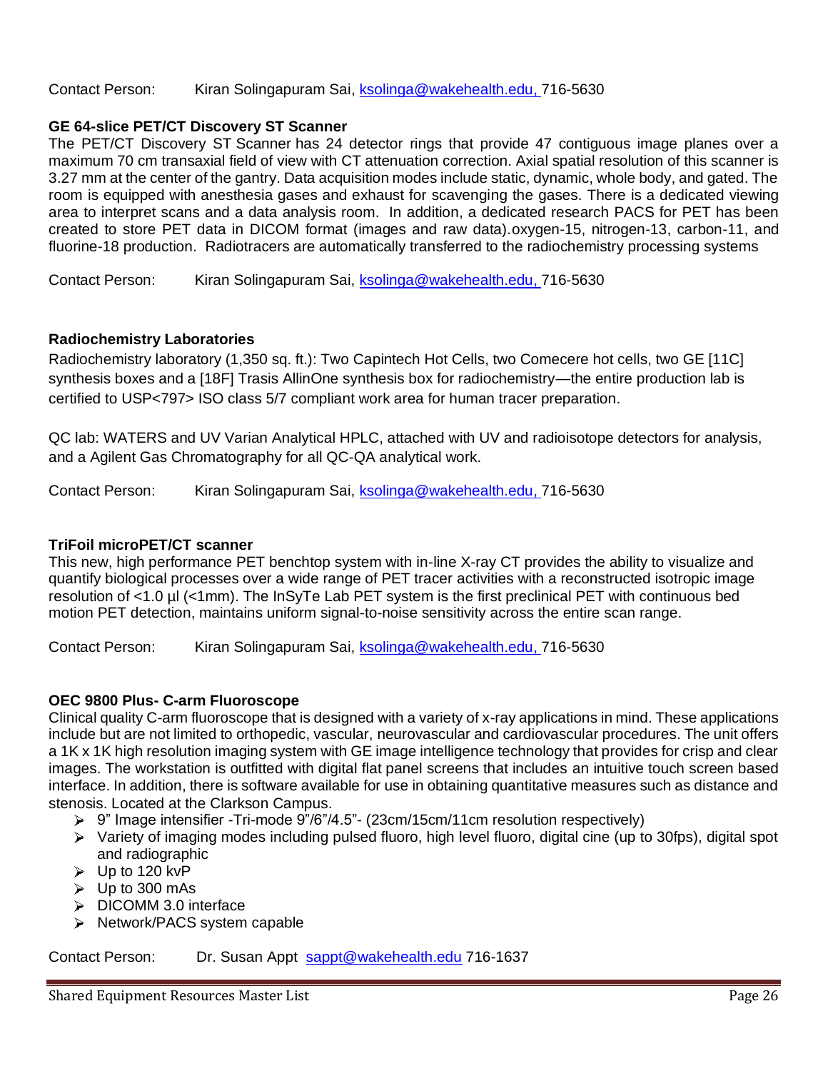Contact Person: Kiran Solingapuram Sai, ksolinga@wakehealth.edu, 716-5630

**GE 64-slice PET/CT Discovery ST Scanner**

The PET/CT Discovery ST Scanner has 24 detector rings that provide 47 contiguous image planes over a maximum 70 cm transaxial field of view with CT attenuation correction. Axial spatial resolution of this scanner is 3.27 mm at the center of the gantry. Data acquisition modes include static, dynamic, whole body, and gated. The room is equipped with anesthesia gases and exhaust for scavenging the gases. There is a dedicated viewing area to interpret scans and a data analysis room. In addition, a dedicated research PACS for PET has been created to store PET data in DICOM format (images and raw data).oxygen-15, nitrogen-13, carbon-11, and fluorine-18 production. Radiotracers are automatically transferred to the radiochemistry processing systems

Contact Person: Kiran Solingapuram Sai, ksolinga@wakehealth.edu, 716-5630

**Radiochemistry Laboratories**

Radiochemistry laboratory (1,350 sq. ft.): Two Capintech Hot Cells, two Comecere hot cells, two GE [11C] synthesis boxes and a [18F] Trasis AllinOne synthesis box for radiochemistry—the entire production lab is certified to USP<797> ISO class 5/7 compliant work area for human tracer preparation.

QC lab: WATERS and UV Varian Analytical HPLC, attached with UV and radioisotope detectors for analysis, and a Agilent Gas Chromatography for all QC-QA analytical work.

Contact Person: Kiran Solingapuram Sai, ksolinga@wakehealth.edu, 716-5630

**TriFoil microPET/CT scanner**

This new, high performance PET benchtop system with in-line X-ray CT provides the ability to visualize and quantify biological processes over a wide range of PET tracer activities with a reconstructed isotropic image resolution of <1.0 µl (<1mm). The InSyTe Lab PET system is the first preclinical PET with continuous bed motion PET detection, maintains uniform signal-to-noise sensitivity across the entire scan range.

Contact Person: Kiran Solingapuram Sai, ksolinga@wakehealth.edu, 716-5630

**OEC 9800 Plus- C-arm Fluoroscope**

Clinical quality C-arm fluoroscope that is designed with a variety of x-ray applications in mind. These applications include but are not limited to orthopedic, vascular, neurovascular and cardiovascular procedures. The unit offers a 1K x 1K high resolution imaging system with GE image intelligence technology that provides for crisp and clear images. The workstation is outfitted with digital flat panel screens that includes an intuitive touch screen based interface. In addition, there is software available for use in obtaining quantitative measures such as distance and stenosis. Located at the Clarkson Campus.

- 9" Image intensifier -Tri-mode 9"/6"/4.5"- (23cm/15cm/11cm resolution respectively)
- Variety of imaging modes including pulsed fluoro, high level fluoro, digital cine (up to 30fps), digital spot and radiographic
- Up to 120 kvP
- Up to 300 mAs
- DICOMM 3.0 interface
- Network/PACS system capable

Contact Person: Dr. Susan Appt sappt@wakehealth.edu 716-1637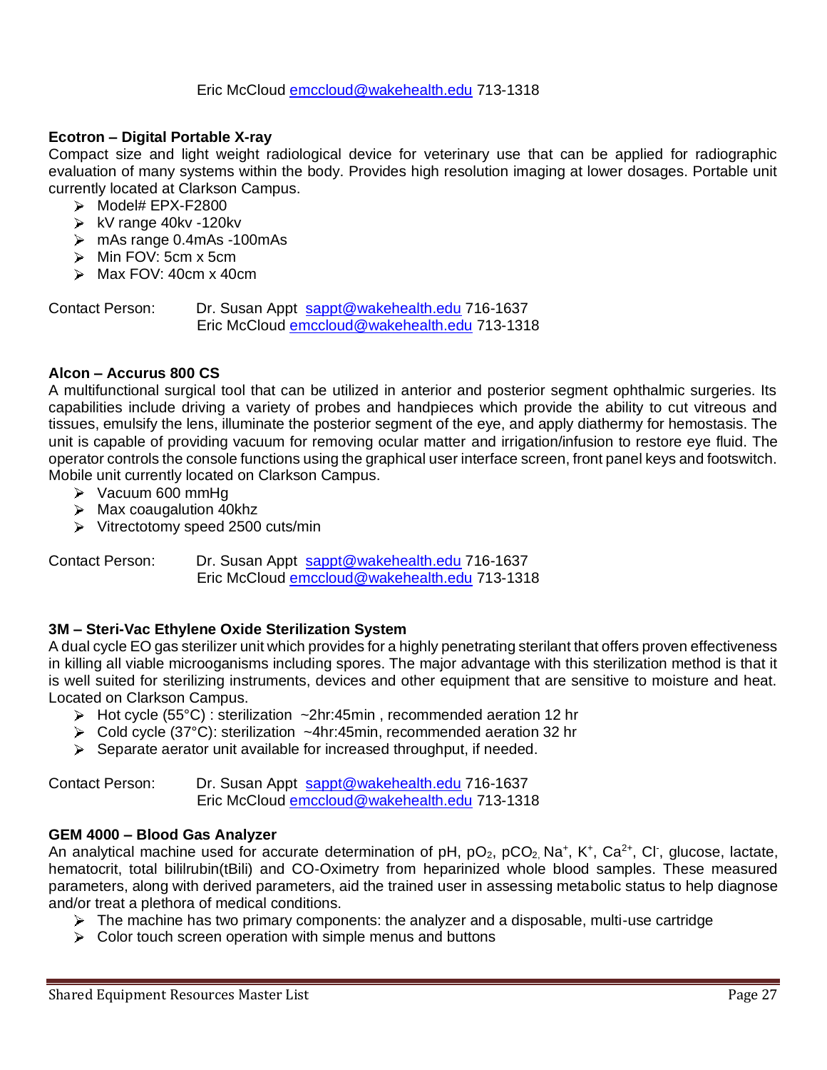Eric McCloud emccloud@wakehealth.edu 713-1318

**Ecotron – Digital Portable X-ray**

Compact size and light weight radiological device for veterinary use that can be applied for radiographic evaluation of many systems within the body. Provides high resolution imaging at lower dosages. Portable unit currently located at Clarkson Campus.

- Model# EPX-F2800
- kV range 40kv -120kv
- mAs range 0.4mAs -100mAs
- Min FOV: 5cm x 5cm
- Max FOV: 40cm x 40cm

Contact Person: Dr. Susan Appt sappt@wakehealth.edu 716-1637
Eric McCloud emccloud@wakehealth.edu 713-1318

**Alcon – Accurus 800 CS**

A multifunctional surgical tool that can be utilized in anterior and posterior segment ophthalmic surgeries. Its capabilities include driving a variety of probes and handpieces which provide the ability to cut vitreous and tissues, emulsify the lens, illuminate the posterior segment of the eye, and apply diathermy for hemostasis. The unit is capable of providing vacuum for removing ocular matter and irrigation/infusion to restore eye fluid. The operator controls the console functions using the graphical user interface screen, front panel keys and footswitch. Mobile unit currently located on Clarkson Campus.

- Vacuum 600 mmHg
- Max coaugalution 40khz
- Vitrectotomy speed 2500 cuts/min

Contact Person: Dr. Susan Appt sappt@wakehealth.edu 716-1637
Eric McCloud emccloud@wakehealth.edu 713-1318

**3M – Steri-Vac Ethylene Oxide Sterilization System**

A dual cycle EO gas sterilizer unit which provides for a highly penetrating sterilant that offers proven effectiveness in killing all viable microoganisms including spores. The major advantage with this sterilization method is that it is well suited for sterilizing instruments, devices and other equipment that are sensitive to moisture and heat. Located on Clarkson Campus.

- Hot cycle (55°C) : sterilization ~2hr:45min , recommended aeration 12 hr
- Cold cycle (37°C): sterilization ~4hr:45min, recommended aeration 32 hr
- Separate aerator unit available for increased throughput, if needed.

Contact Person: Dr. Susan Appt sappt@wakehealth.edu 716-1637
Eric McCloud emccloud@wakehealth.edu 713-1318

**GEM 4000 – Blood Gas Analyzer**

An analytical machine used for accurate determination of pH, $pO_2$, $pCO_2$, $Na^+$, $K^+$, $Ca^{2+}$, $Cl^-$, glucose, lactate, hematocrit, total bililrubin(tBili) and CO-Oximetry from heparinized whole blood samples. These measured parameters, along with derived parameters, aid the trained user in assessing metabolic status to help diagnose and/or treat a plethora of medical conditions.

- The machine has two primary components: the analyzer and a disposable, multi-use cartridge
- Color touch screen operation with simple menus and buttons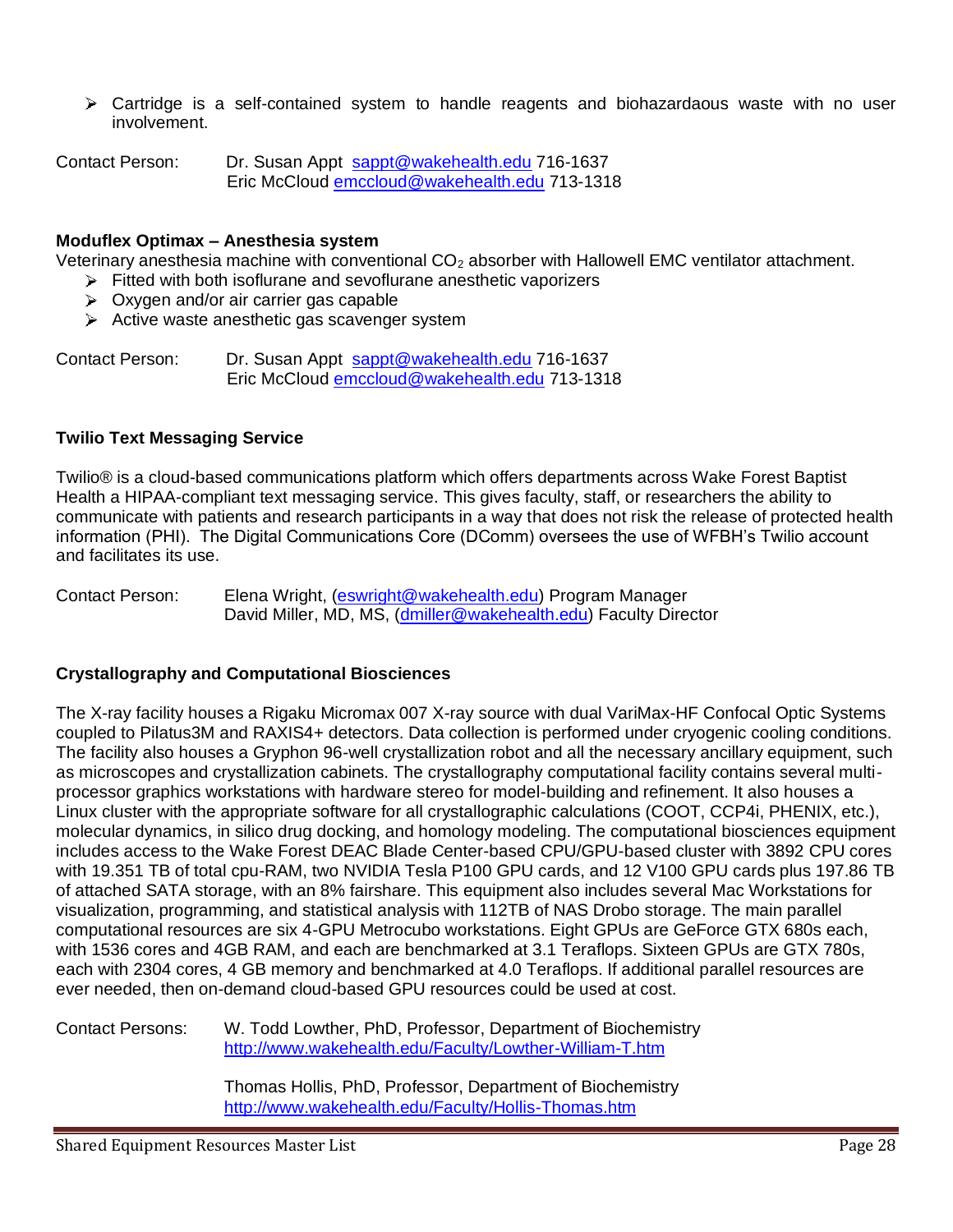- Cartridge is a self-contained system to handle reagents and biohazardaous waste with no user involvement.

Contact Person: Dr. Susan Appt sappt@wakehealth.edu 716-1637
Eric McCloud emccloud@wakehealth.edu 713-1318

**Moduflex Optimax – Anesthesia system**

Veterinary anesthesia machine with conventional $CO_2$ absorber with Hallowell EMC ventilator attachment.

- Fitted with both isoflurane and sevoflurane anesthetic vaporizers
- Oxygen and/or air carrier gas capable
- Active waste anesthetic gas scavenger system

Contact Person: Dr. Susan Appt sappt@wakehealth.edu 716-1637
Eric McCloud emccloud@wakehealth.edu 713-1318

**Twilio Text Messaging Service**

Twilio® is a cloud-based communications platform which offers departments across Wake Forest Baptist Health a HIPAA-compliant text messaging service. This gives faculty, staff, or researchers the ability to communicate with patients and research participants in a way that does not risk the release of protected health information (PHI). The Digital Communications Core (DComm) oversees the use of WFBH's Twilio account and facilitates its use.

Contact Person: Elena Wright, (eswright@wakehealth.edu) Program Manager
David Miller, MD, MS, (dmiller@wakehealth.edu) Faculty Director

**Crystallography and Computational Biosciences**

The X-ray facility houses a Rigaku Micromax 007 X-ray source with dual VariMax-HF Confocal Optic Systems coupled to Pilatus3M and RAXIS4+ detectors. Data collection is performed under cryogenic cooling conditions. The facility also houses a Gryphon 96-well crystallization robot and all the necessary ancillary equipment, such as microscopes and crystallization cabinets. The crystallography computational facility contains several multi-processor graphics workstations with hardware stereo for model-building and refinement. It also houses a Linux cluster with the appropriate software for all crystallographic calculations (COOT, CCP4i, PHENIX, etc.), molecular dynamics, in silico drug docking, and homology modeling. The computational biosciences equipment includes access to the Wake Forest DEAC Blade Center-based CPU/GPU-based cluster with 3892 CPU cores with 19.351 TB of total cpu-RAM, two NVIDIA Tesla P100 GPU cards, and 12 V100 GPU cards plus 197.86 TB of attached SATA storage, with an 8% fairshare. This equipment also includes several Mac Workstations for visualization, programming, and statistical analysis with 112TB of NAS Drobo storage. The main parallel computational resources are six 4-GPU Metrocubo workstations. Eight GPUs are GeForce GTX 680s each, with 1536 cores and 4GB RAM, and each are benchmarked at 3.1 Teraflops. Sixteen GPUs are GTX 780s, each with 2304 cores, 4 GB memory and benchmarked at 4.0 Teraflops. If additional parallel resources are ever needed, then on-demand cloud-based GPU resources could be used at cost.

Contact Persons: W. Todd Lowther, PhD, Professor, Department of Biochemistry
http://www.wakehealth.edu/Faculty/Lowther-William-T.htm

Thomas Hollis, PhD, Professor, Department of Biochemistry
http://www.wakehealth.edu/Faculty/Hollis-Thomas.htm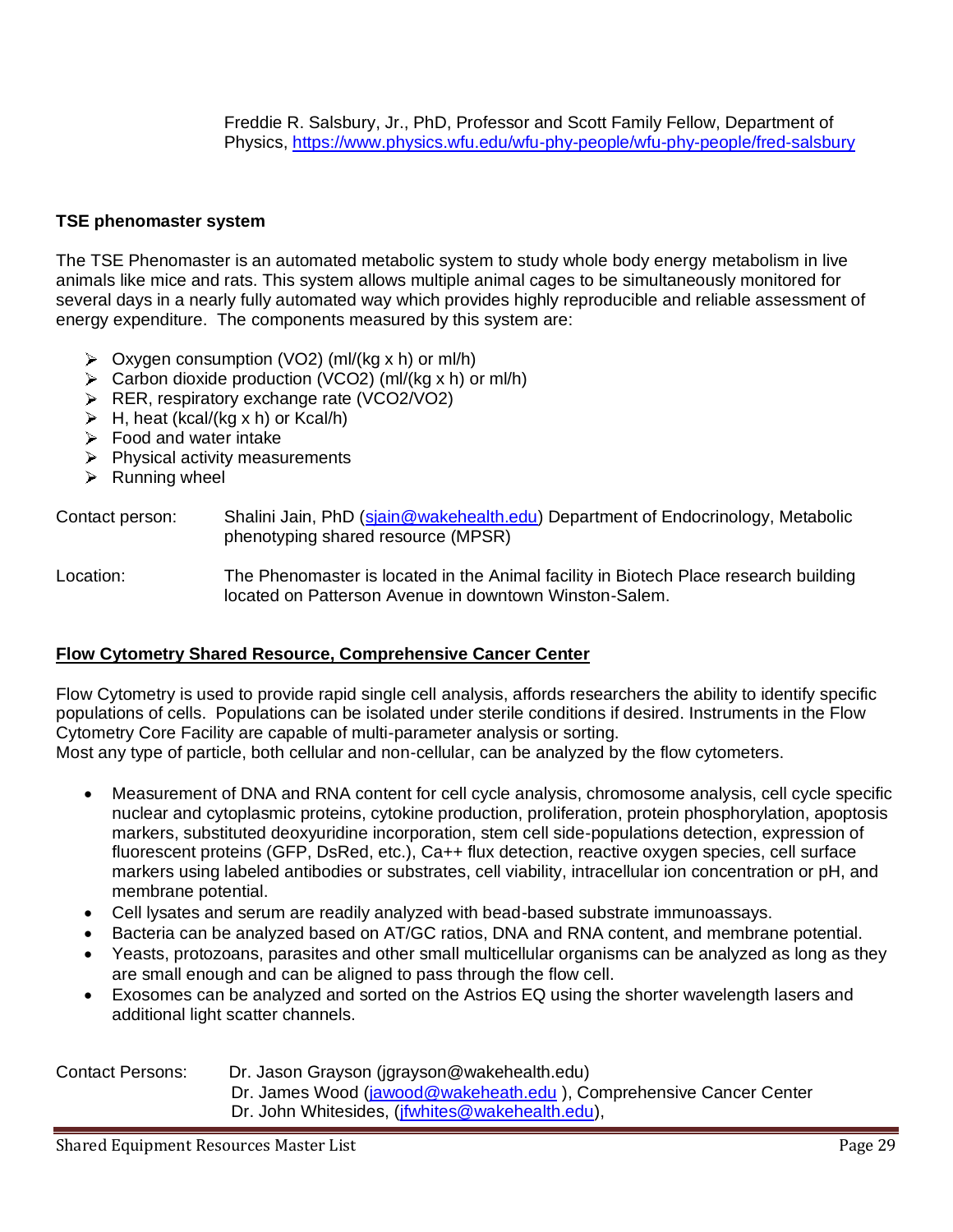Freddie R. Salsbury, Jr., PhD, Professor and Scott Family Fellow, Department of Physics, https://www.physics.wfu.edu/wfu-phy-people/wfu-phy-people/fred-salsbury

**TSE phenomaster system**

The TSE Phenomaster is an automated metabolic system to study whole body energy metabolism in live animals like mice and rats. This system allows multiple animal cages to be simultaneously monitored for several days in a nearly fully automated way which provides highly reproducible and reliable assessment of energy expenditure. The components measured by this system are:

- Oxygen consumption (VO2) (ml/(kg x h) or ml/h)
- Carbon dioxide production (VCO2) (ml/(kg x h) or ml/h)
- RER, respiratory exchange rate (VCO2/VO2)
- H, heat (kcal/(kg x h) or Kcal/h)
- Food and water intake
- Physical activity measurements
- Running wheel

Contact person: Shalini Jain, PhD (sjain@wakehealth.edu) Department of Endocrinology, Metabolic phenotyping shared resource (MPSR)

Location: The Phenomaster is located in the Animal facility in Biotech Place research building located on Patterson Avenue in downtown Winston-Salem.

**Flow Cytometry Shared Resource, Comprehensive Cancer Center**

Flow Cytometry is used to provide rapid single cell analysis, affords researchers the ability to identify specific populations of cells. Populations can be isolated under sterile conditions if desired. Instruments in the Flow Cytometry Core Facility are capable of multi-parameter analysis or sorting.
Most any type of particle, both cellular and non-cellular, can be analyzed by the flow cytometers.

- Measurement of DNA and RNA content for cell cycle analysis, chromosome analysis, cell cycle specific nuclear and cytoplasmic proteins, cytokine production, proliferation, protein phosphorylation, apoptosis markers, substituted deoxyuridine incorporation, stem cell side-populations detection, expression of fluorescent proteins (GFP, DsRed, etc.), Ca++ flux detection, reactive oxygen species, cell surface markers using labeled antibodies or substrates, cell viability, intracellular ion concentration or pH, and membrane potential.
- Cell lysates and serum are readily analyzed with bead-based substrate immunoassays.
- Bacteria can be analyzed based on AT/GC ratios, DNA and RNA content, and membrane potential.
- Yeasts, protozoans, parasites and other small multicellular organisms can be analyzed as long as they are small enough and can be aligned to pass through the flow cell.
- Exosomes can be analyzed and sorted on the Astrios EQ using the shorter wavelength lasers and additional light scatter channels.

Contact Persons: Dr. Jason Grayson (jgrayson@wakehealth.edu)
Dr. James Wood (jawood@wakeheath.edu ), Comprehensive Cancer Center
Dr. John Whitesides, (jfwhites@wakehealth.edu),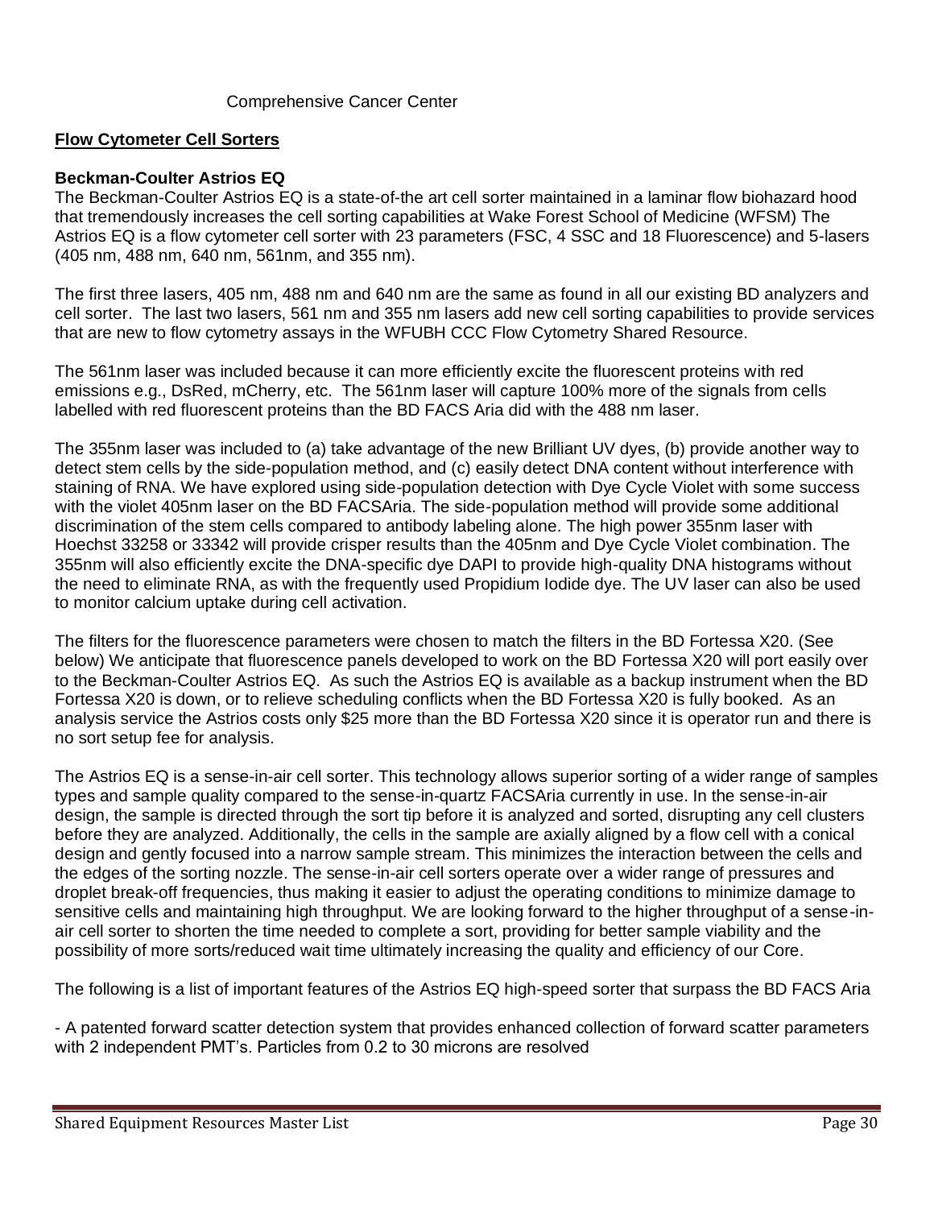Comprehensive Cancer Center

**Flow Cytometer Cell Sorters**

**Beckman-Coulter Astrios EQ**

The Beckman-Coulter Astrios EQ is a state-of-the art cell sorter maintained in a laminar flow biohazard hood that tremendously increases the cell sorting capabilities at Wake Forest School of Medicine (WFSM) The Astrios EQ is a flow cytometer cell sorter with 23 parameters (FSC, 4 SSC and 18 Fluorescence) and 5-lasers (405 nm, 488 nm, 640 nm, 561nm, and 355 nm).

The first three lasers, 405 nm, 488 nm and 640 nm are the same as found in all our existing BD analyzers and cell sorter. The last two lasers, 561 nm and 355 nm lasers add new cell sorting capabilities to provide services that are new to flow cytometry assays in the WFUBH CCC Flow Cytometry Shared Resource.

The 561nm laser was included because it can more efficiently excite the fluorescent proteins with red emissions e.g., DsRed, mCherry, etc. The 561nm laser will capture 100% more of the signals from cells labelled with red fluorescent proteins than the BD FACS Aria did with the 488 nm laser.

The 355nm laser was included to (a) take advantage of the new Brilliant UV dyes, (b) provide another way to detect stem cells by the side-population method, and (c) easily detect DNA content without interference with staining of RNA. We have explored using side-population detection with Dye Cycle Violet with some success with the violet 405nm laser on the BD FACSAria. The side-population method will provide some additional discrimination of the stem cells compared to antibody labeling alone. The high power 355nm laser with Hoechst 33258 or 33342 will provide crisper results than the 405nm and Dye Cycle Violet combination. The 355nm will also efficiently excite the DNA-specific dye DAPI to provide high-quality DNA histograms without the need to eliminate RNA, as with the frequently used Propidium Iodide dye. The UV laser can also be used to monitor calcium uptake during cell activation.

The filters for the fluorescence parameters were chosen to match the filters in the BD Fortessa X20. (See below) We anticipate that fluorescence panels developed to work on the BD Fortessa X20 will port easily over to the Beckman-Coulter Astrios EQ. As such the Astrios EQ is available as a backup instrument when the BD Fortessa X20 is down, or to relieve scheduling conflicts when the BD Fortessa X20 is fully booked. As an analysis service the Astrios costs only $25 more than the BD Fortessa X20 since it is operator run and there is no sort setup fee for analysis.

The Astrios EQ is a sense-in-air cell sorter. This technology allows superior sorting of a wider range of samples types and sample quality compared to the sense-in-quartz FACSAria currently in use. In the sense-in-air design, the sample is directed through the sort tip before it is analyzed and sorted, disrupting any cell clusters before they are analyzed. Additionally, the cells in the sample are axially aligned by a flow cell with a conical design and gently focused into a narrow sample stream. This minimizes the interaction between the cells and the edges of the sorting nozzle. The sense-in-air cell sorters operate over a wider range of pressures and droplet break-off frequencies, thus making it easier to adjust the operating conditions to minimize damage to sensitive cells and maintaining high throughput. We are looking forward to the higher throughput of a sense-in-air cell sorter to shorten the time needed to complete a sort, providing for better sample viability and the possibility of more sorts/reduced wait time ultimately increasing the quality and efficiency of our Core.

The following is a list of important features of the Astrios EQ high-speed sorter that surpass the BD FACS Aria

- A patented forward scatter detection system that provides enhanced collection of forward scatter parameters with 2 independent PMT's. Particles from 0.2 to 30 microns are resolved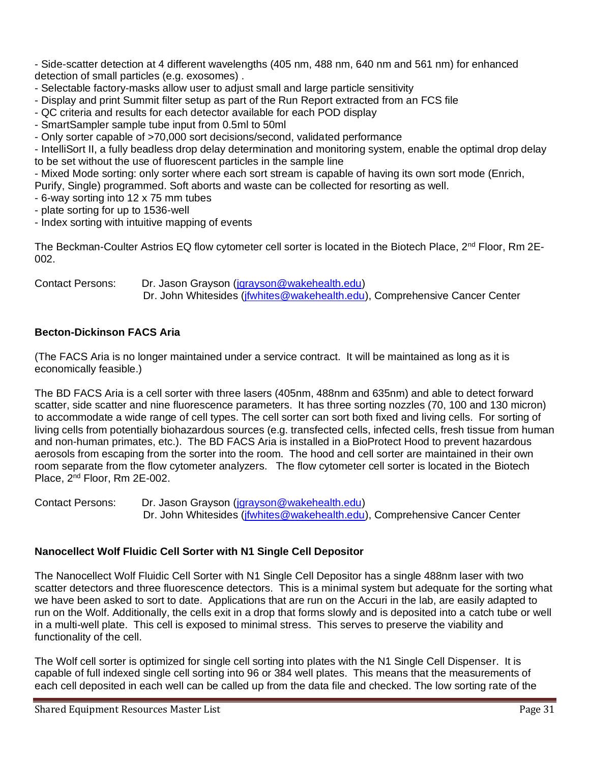- Side-scatter detection at 4 different wavelengths (405 nm, 488 nm, 640 nm and 561 nm) for enhanced detection of small particles (e.g. exosomes) .
- Selectable factory-masks allow user to adjust small and large particle sensitivity
- Display and print Summit filter setup as part of the Run Report extracted from an FCS file
- QC criteria and results for each detector available for each POD display
- SmartSampler sample tube input from 0.5ml to 50ml
- Only sorter capable of >70,000 sort decisions/second, validated performance
- IntelliSort II, a fully beadless drop delay determination and monitoring system, enable the optimal drop delay to be set without the use of fluorescent particles in the sample line
- Mixed Mode sorting: only sorter where each sort stream is capable of having its own sort mode (Enrich, Purify, Single) programmed. Soft aborts and waste can be collected for resorting as well.
- 6-way sorting into 12 x 75 mm tubes
- plate sorting for up to 1536-well
- Index sorting with intuitive mapping of events

The Beckman-Coulter Astrios EQ flow cytometer cell sorter is located in the Biotech Place, 2nd Floor, Rm 2E-002.

Contact Persons: Dr. Jason Grayson (jgrayson@wakehealth.edu)
Dr. John Whitesides (jfwhites@wakehealth.edu), Comprehensive Cancer Center

**Becton-Dickinson FACS Aria**

(The FACS Aria is no longer maintained under a service contract. It will be maintained as long as it is economically feasible.)

The BD FACS Aria is a cell sorter with three lasers (405nm, 488nm and 635nm) and able to detect forward scatter, side scatter and nine fluorescence parameters. It has three sorting nozzles (70, 100 and 130 micron) to accommodate a wide range of cell types. The cell sorter can sort both fixed and living cells. For sorting of living cells from potentially biohazardous sources (e.g. transfected cells, infected cells, fresh tissue from human and non-human primates, etc.). The BD FACS Aria is installed in a BioProtect Hood to prevent hazardous aerosols from escaping from the sorter into the room. The hood and cell sorter are maintained in their own room separate from the flow cytometer analyzers. The flow cytometer cell sorter is located in the Biotech Place, 2nd Floor, Rm 2E-002.

Contact Persons: Dr. Jason Grayson (jgrayson@wakehealth.edu)
Dr. John Whitesides (jfwhites@wakehealth.edu), Comprehensive Cancer Center

**Nanocellect Wolf Fluidic Cell Sorter with N1 Single Cell Depositor**

The Nanocellect Wolf Fluidic Cell Sorter with N1 Single Cell Depositor has a single 488nm laser with two scatter detectors and three fluorescence detectors. This is a minimal system but adequate for the sorting what we have been asked to sort to date. Applications that are run on the Accuri in the lab, are easily adapted to run on the Wolf. Additionally, the cells exit in a drop that forms slowly and is deposited into a catch tube or well in a multi-well plate. This cell is exposed to minimal stress. This serves to preserve the viability and functionality of the cell.

The Wolf cell sorter is optimized for single cell sorting into plates with the N1 Single Cell Dispenser. It is capable of full indexed single cell sorting into 96 or 384 well plates. This means that the measurements of each cell deposited in each well can be called up from the data file and checked. The low sorting rate of the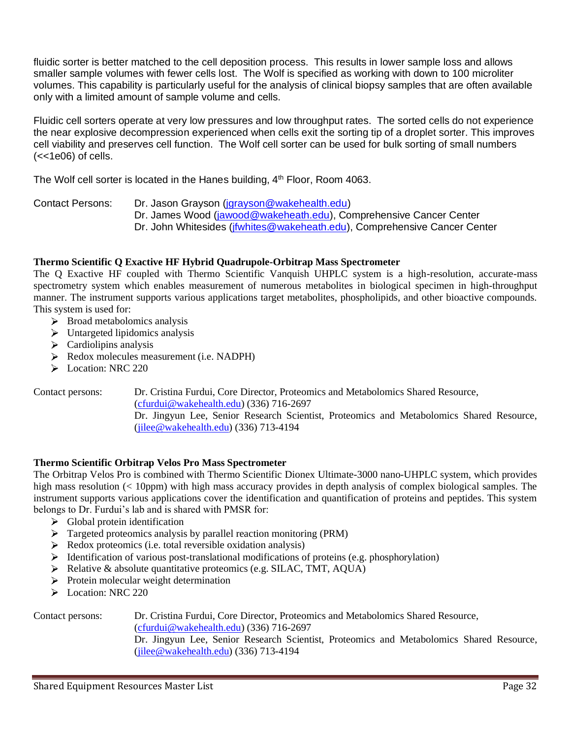fluidic sorter is better matched to the cell deposition process. This results in lower sample loss and allows smaller sample volumes with fewer cells lost. The Wolf is specified as working with down to 100 microliter volumes. This capability is particularly useful for the analysis of clinical biopsy samples that are often available only with a limited amount of sample volume and cells.

Fluidic cell sorters operate at very low pressures and low throughput rates. The sorted cells do not experience the near explosive decompression experienced when cells exit the sorting tip of a droplet sorter. This improves cell viability and preserves cell function. The Wolf cell sorter can be used for bulk sorting of small numbers (<<1e06) of cells.

The Wolf cell sorter is located in the Hanes building, 4th Floor, Room 4063.

Contact Persons: Dr. Jason Grayson (jgrayson@wakehealth.edu)
Dr. James Wood (jawood@wakeheath.edu), Comprehensive Cancer Center
Dr. John Whitesides (jfwhites@wakeheath.edu), Comprehensive Cancer Center

**Thermo Scientific Q Exactive HF Hybrid Quadrupole-Orbitrap Mass Spectrometer**

The Q Exactive HF coupled with Thermo Scientific Vanquish UHPLC system is a high-resolution, accurate-mass spectrometry system which enables measurement of numerous metabolites in biological specimen in high-throughput manner. The instrument supports various applications target metabolites, phospholipids, and other bioactive compounds. This system is used for:

- Broad metabolomics analysis
- Untargeted lipidomics analysis
- Cardiolipins analysis
- Redox molecules measurement (i.e. NADPH)
- Location: NRC 220

Contact persons: Dr. Cristina Furdui, Core Director, Proteomics and Metabolomics Shared Resource, (cfurdui@wakehealth.edu) (336) 716-2697
Dr. Jingyun Lee, Senior Research Scientist, Proteomics and Metabolomics Shared Resource, (jilee@wakehealth.edu) (336) 713-4194

**Thermo Scientific Orbitrap Velos Pro Mass Spectrometer**

The Orbitrap Velos Pro is combined with Thermo Scientific Dionex Ultimate-3000 nano-UHPLC system, which provides high mass resolution (< 10ppm) with high mass accuracy provides in depth analysis of complex biological samples. The instrument supports various applications cover the identification and quantification of proteins and peptides. This system belongs to Dr. Furdui's lab and is shared with PMSR for:

- Global protein identification
- Targeted proteomics analysis by parallel reaction monitoring (PRM)
- Redox proteomics (i.e. total reversible oxidation analysis)
- Identification of various post-translational modifications of proteins (e.g. phosphorylation)
- Relative & absolute quantitative proteomics (e.g. SILAC, TMT, AQUA)
- Protein molecular weight determination
- Location: NRC 220

Contact persons: Dr. Cristina Furdui, Core Director, Proteomics and Metabolomics Shared Resource, (cfurdui@wakehealth.edu) (336) 716-2697
Dr. Jingyun Lee, Senior Research Scientist, Proteomics and Metabolomics Shared Resource, (jilee@wakehealth.edu) (336) 713-4194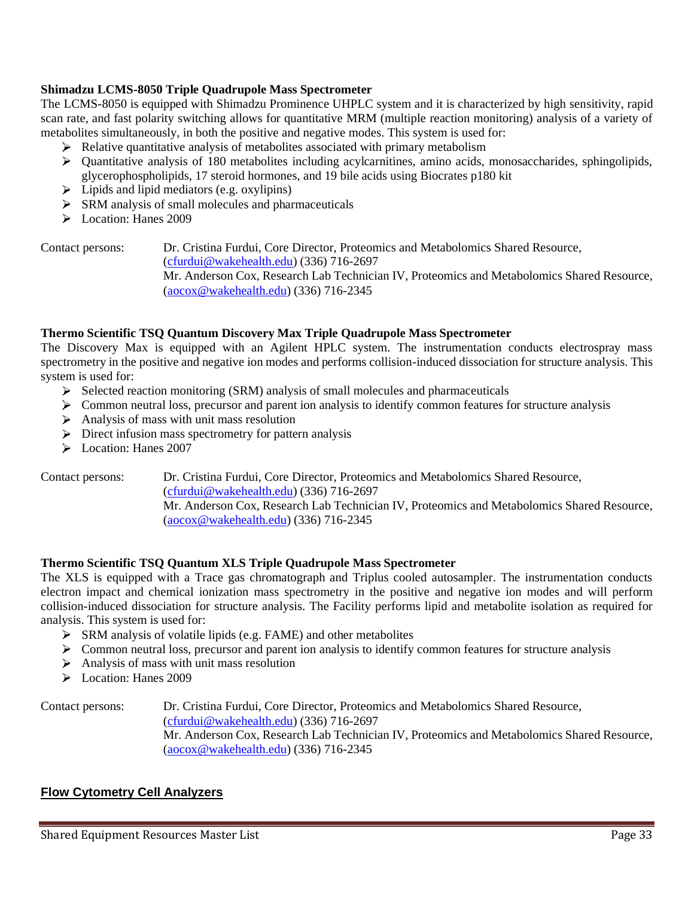**Shimadzu LCMS-8050 Triple Quadrupole Mass Spectrometer**

The LCMS-8050 is equipped with Shimadzu Prominence UHPLC system and it is characterized by high sensitivity, rapid scan rate, and fast polarity switching allows for quantitative MRM (multiple reaction monitoring) analysis of a variety of metabolites simultaneously, in both the positive and negative modes. This system is used for:

- Relative quantitative analysis of metabolites associated with primary metabolism
- Quantitative analysis of 180 metabolites including acylcarnitines, amino acids, monosaccharides, sphingolipids, glycerophospholipids, 17 steroid hormones, and 19 bile acids using Biocrates p180 kit
- Lipids and lipid mediators (e.g. oxylipins)
- SRM analysis of small molecules and pharmaceuticals
- Location: Hanes 2009

Contact persons: Dr. Cristina Furdui, Core Director, Proteomics and Metabolomics Shared Resource, (cfurdui@wakehealth.edu) (336) 716-2697
Mr. Anderson Cox, Research Lab Technician IV, Proteomics and Metabolomics Shared Resource, (aocox@wakehealth.edu) (336) 716-2345

**Thermo Scientific TSQ Quantum Discovery Max Triple Quadrupole Mass Spectrometer**

The Discovery Max is equipped with an Agilent HPLC system. The instrumentation conducts electrospray mass spectrometry in the positive and negative ion modes and performs collision-induced dissociation for structure analysis. This system is used for:

- Selected reaction monitoring (SRM) analysis of small molecules and pharmaceuticals
- Common neutral loss, precursor and parent ion analysis to identify common features for structure analysis
- Analysis of mass with unit mass resolution
- Direct infusion mass spectrometry for pattern analysis
- Location: Hanes 2007

Contact persons: Dr. Cristina Furdui, Core Director, Proteomics and Metabolomics Shared Resource, (cfurdui@wakehealth.edu) (336) 716-2697
Mr. Anderson Cox, Research Lab Technician IV, Proteomics and Metabolomics Shared Resource, (aocox@wakehealth.edu) (336) 716-2345

**Thermo Scientific TSQ Quantum XLS Triple Quadrupole Mass Spectrometer**

The XLS is equipped with a Trace gas chromatograph and Triplus cooled autosampler. The instrumentation conducts electron impact and chemical ionization mass spectrometry in the positive and negative ion modes and will perform collision-induced dissociation for structure analysis. The Facility performs lipid and metabolite isolation as required for analysis. This system is used for:

- SRM analysis of volatile lipids (e.g. FAME) and other metabolites
- Common neutral loss, precursor and parent ion analysis to identify common features for structure analysis
- Analysis of mass with unit mass resolution
- Location: Hanes 2009

Contact persons: Dr. Cristina Furdui, Core Director, Proteomics and Metabolomics Shared Resource, (cfurdui@wakehealth.edu) (336) 716-2697
Mr. Anderson Cox, Research Lab Technician IV, Proteomics and Metabolomics Shared Resource, (aocox@wakehealth.edu) (336) 716-2345

## Flow Cytometry Cell Analyzers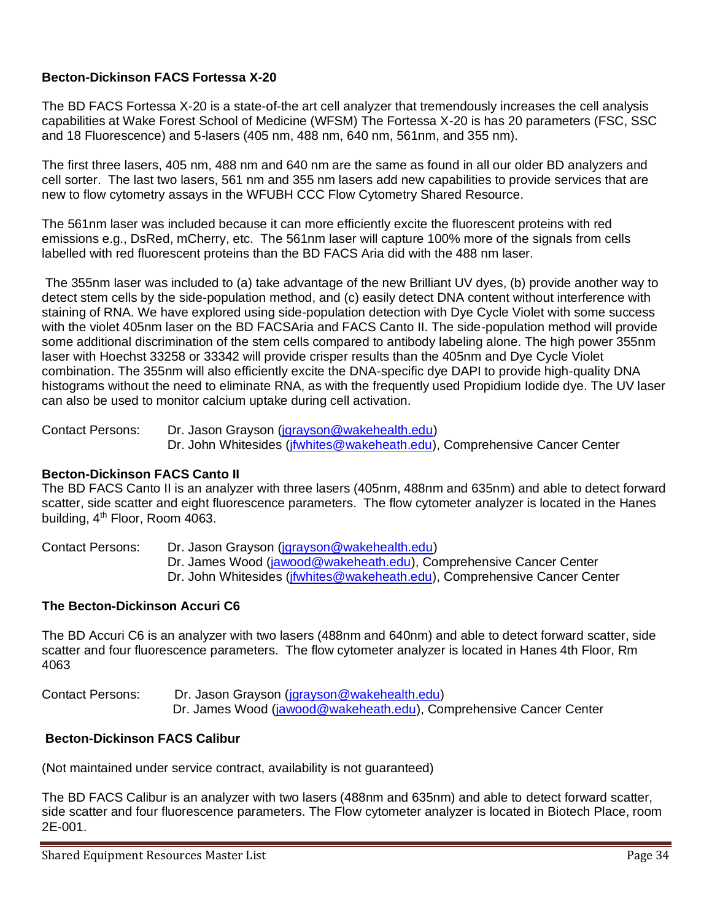### Becton-Dickinson FACS Fortessa X-20

The BD FACS Fortessa X-20 is a state-of-the art cell analyzer that tremendously increases the cell analysis capabilities at Wake Forest School of Medicine (WFSM) The Fortessa X-20 is has 20 parameters (FSC, SSC and 18 Fluorescence) and 5-lasers (405 nm, 488 nm, 640 nm, 561nm, and 355 nm).

The first three lasers, 405 nm, 488 nm and 640 nm are the same as found in all our older BD analyzers and cell sorter. The last two lasers, 561 nm and 355 nm lasers add new capabilities to provide services that are new to flow cytometry assays in the WFUBH CCC Flow Cytometry Shared Resource.

The 561nm laser was included because it can more efficiently excite the fluorescent proteins with red emissions e.g., DsRed, mCherry, etc. The 561nm laser will capture 100% more of the signals from cells labelled with red fluorescent proteins than the BD FACS Aria did with the 488 nm laser.

The 355nm laser was included to (a) take advantage of the new Brilliant UV dyes, (b) provide another way to detect stem cells by the side-population method, and (c) easily detect DNA content without interference with staining of RNA. We have explored using side-population detection with Dye Cycle Violet with some success with the violet 405nm laser on the BD FACSAria and FACS Canto II. The side-population method will provide some additional discrimination of the stem cells compared to antibody labeling alone. The high power 355nm laser with Hoechst 33258 or 33342 will provide crisper results than the 405nm and Dye Cycle Violet combination. The 355nm will also efficiently excite the DNA-specific dye DAPI to provide high-quality DNA histograms without the need to eliminate RNA, as with the frequently used Propidium Iodide dye. The UV laser can also be used to monitor calcium uptake during cell activation.

Contact Persons: Dr. Jason Grayson (jgrayson@wakehealth.edu)
Dr. John Whitesides (jfwhites@wakeheath.edu), Comprehensive Cancer Center

### Becton-Dickinson FACS Canto II

The BD FACS Canto II is an analyzer with three lasers (405nm, 488nm and 635nm) and able to detect forward scatter, side scatter and eight fluorescence parameters. The flow cytometer analyzer is located in the Hanes building, 4th Floor, Room 4063.

Contact Persons: Dr. Jason Grayson (jgrayson@wakehealth.edu)
Dr. James Wood (jawood@wakeheath.edu), Comprehensive Cancer Center
Dr. John Whitesides (jfwhites@wakeheath.edu), Comprehensive Cancer Center

### The Becton-Dickinson Accuri C6

The BD Accuri C6 is an analyzer with two lasers (488nm and 640nm) and able to detect forward scatter, side scatter and four fluorescence parameters. The flow cytometer analyzer is located in Hanes 4th Floor, Rm 4063

Contact Persons: Dr. Jason Grayson (jgrayson@wakehealth.edu)
Dr. James Wood (jawood@wakeheath.edu), Comprehensive Cancer Center

### Becton-Dickinson FACS Calibur

(Not maintained under service contract, availability is not guaranteed)

The BD FACS Calibur is an analyzer with two lasers (488nm and 635nm) and able to detect forward scatter, side scatter and four fluorescence parameters. The Flow cytometer analyzer is located in Biotech Place, room 2E-001.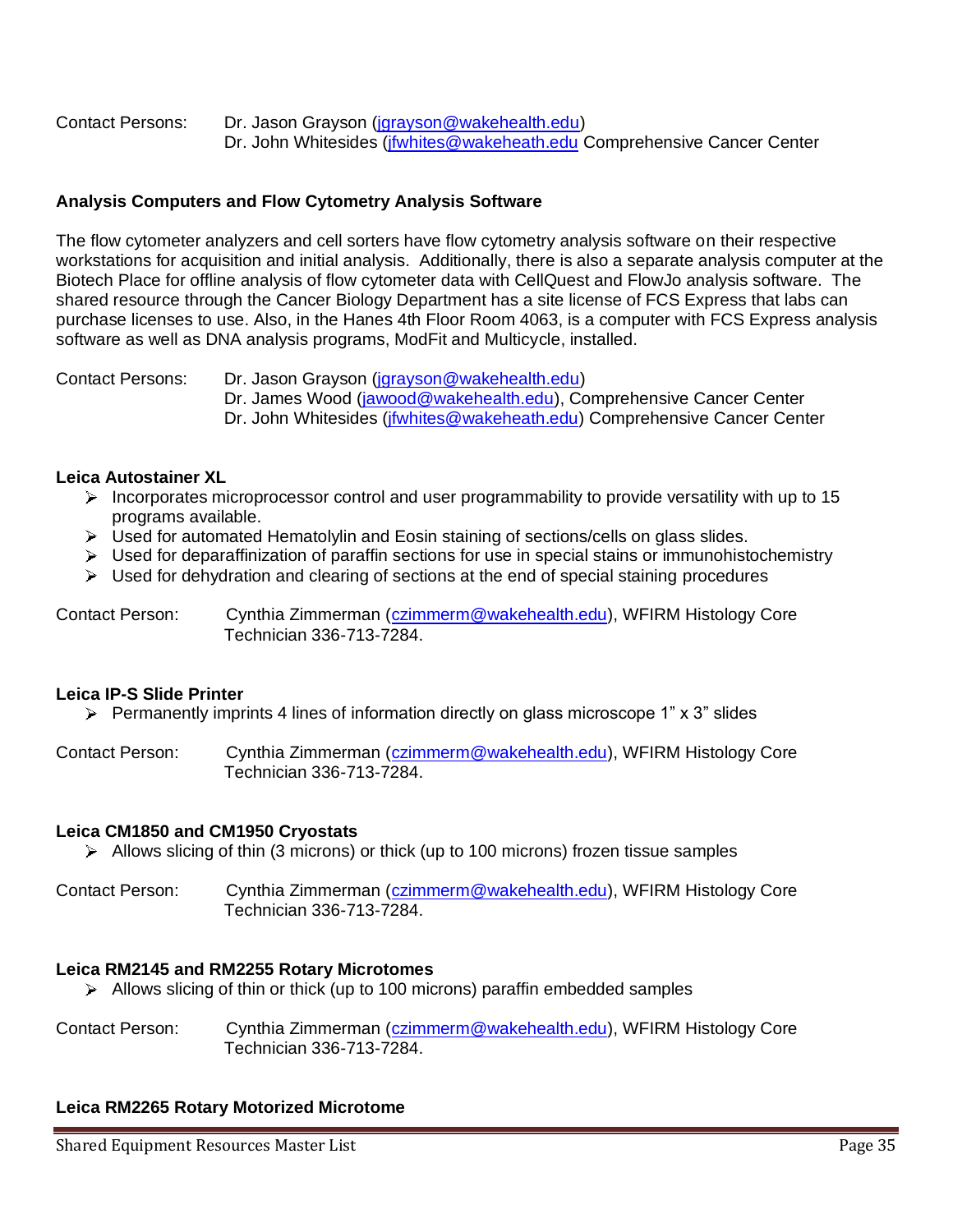Contact Persons: Dr. Jason Grayson (jgrayson@wakehealth.edu)
Dr. John Whitesides (jfwhites@wakeheath.edu Comprehensive Cancer Center

**Analysis Computers and Flow Cytometry Analysis Software**

The flow cytometer analyzers and cell sorters have flow cytometry analysis software on their respective workstations for acquisition and initial analysis. Additionally, there is also a separate analysis computer at the Biotech Place for offline analysis of flow cytometer data with CellQuest and FlowJo analysis software. The shared resource through the Cancer Biology Department has a site license of FCS Express that labs can purchase licenses to use. Also, in the Hanes 4th Floor Room 4063, is a computer with FCS Express analysis software as well as DNA analysis programs, ModFit and Multicycle, installed.

Contact Persons: Dr. Jason Grayson (jgrayson@wakehealth.edu)
Dr. James Wood (jawood@wakehealth.edu), Comprehensive Cancer Center
Dr. John Whitesides (jfwhites@wakeheath.edu) Comprehensive Cancer Center

**Leica Autostainer XL**

- Incorporates microprocessor control and user programmability to provide versatility with up to 15 programs available.
- Used for automated Hematolylin and Eosin staining of sections/cells on glass slides.
- Used for deparaffinization of paraffin sections for use in special stains or immunohistochemistry
- Used for dehydration and clearing of sections at the end of special staining procedures

Contact Person: Cynthia Zimmerman (czimmerm@wakehealth.edu), WFIRM Histology Core Technician 336-713-7284.

**Leica IP-S Slide Printer**

- Permanently imprints 4 lines of information directly on glass microscope 1" x 3" slides

Contact Person: Cynthia Zimmerman (czimmerm@wakehealth.edu), WFIRM Histology Core Technician 336-713-7284.

**Leica CM1850 and CM1950 Cryostats**

- Allows slicing of thin (3 microns) or thick (up to 100 microns) frozen tissue samples

Contact Person: Cynthia Zimmerman (czimmerm@wakehealth.edu), WFIRM Histology Core Technician 336-713-7284.

**Leica RM2145 and RM2255 Rotary Microtomes**

- Allows slicing of thin or thick (up to 100 microns) paraffin embedded samples

Contact Person: Cynthia Zimmerman (czimmerm@wakehealth.edu), WFIRM Histology Core Technician 336-713-7284.

**Leica RM2265 Rotary Motorized Microtome**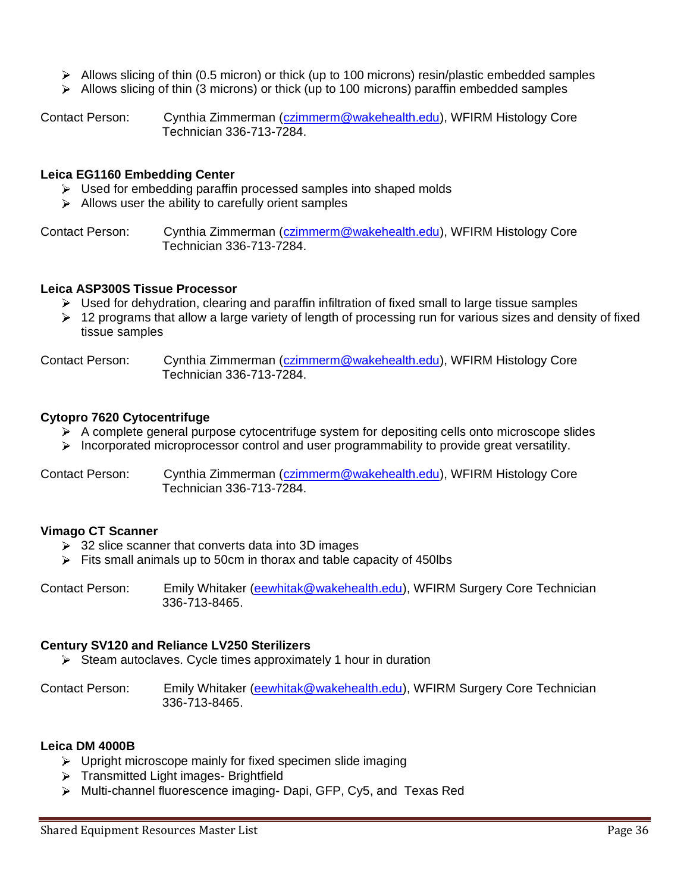- Allows slicing of thin (0.5 micron) or thick (up to 100 microns) resin/plastic embedded samples
- Allows slicing of thin (3 microns) or thick (up to 100 microns) paraffin embedded samples

Contact Person: Cynthia Zimmerman (czimmerm@wakehealth.edu), WFIRM Histology Core Technician 336-713-7284.

**Leica EG1160 Embedding Center**

- Used for embedding paraffin processed samples into shaped molds
- Allows user the ability to carefully orient samples

Contact Person: Cynthia Zimmerman (czimmerm@wakehealth.edu), WFIRM Histology Core Technician 336-713-7284.

**Leica ASP300S Tissue Processor**

- Used for dehydration, clearing and paraffin infiltration of fixed small to large tissue samples
- 12 programs that allow a large variety of length of processing run for various sizes and density of fixed tissue samples

Contact Person: Cynthia Zimmerman (czimmerm@wakehealth.edu), WFIRM Histology Core Technician 336-713-7284.

**Cytopro 7620 Cytocentrifuge**

- A complete general purpose cytocentrifuge system for depositing cells onto microscope slides
- Incorporated microprocessor control and user programmability to provide great versatility.

Contact Person: Cynthia Zimmerman (czimmerm@wakehealth.edu), WFIRM Histology Core Technician 336-713-7284.

**Vimago CT Scanner**

- 32 slice scanner that converts data into 3D images
- Fits small animals up to 50cm in thorax and table capacity of 450lbs

Contact Person: Emily Whitaker (eewhitak@wakehealth.edu), WFIRM Surgery Core Technician 336-713-8465.

**Century SV120 and Reliance LV250 Sterilizers**

- Steam autoclaves. Cycle times approximately 1 hour in duration

Contact Person: Emily Whitaker (eewhitak@wakehealth.edu), WFIRM Surgery Core Technician 336-713-8465.

**Leica DM 4000B**

- Upright microscope mainly for fixed specimen slide imaging
- Transmitted Light images- Brightfield
- Multi-channel fluorescence imaging- Dapi, GFP, Cy5, and Texas Red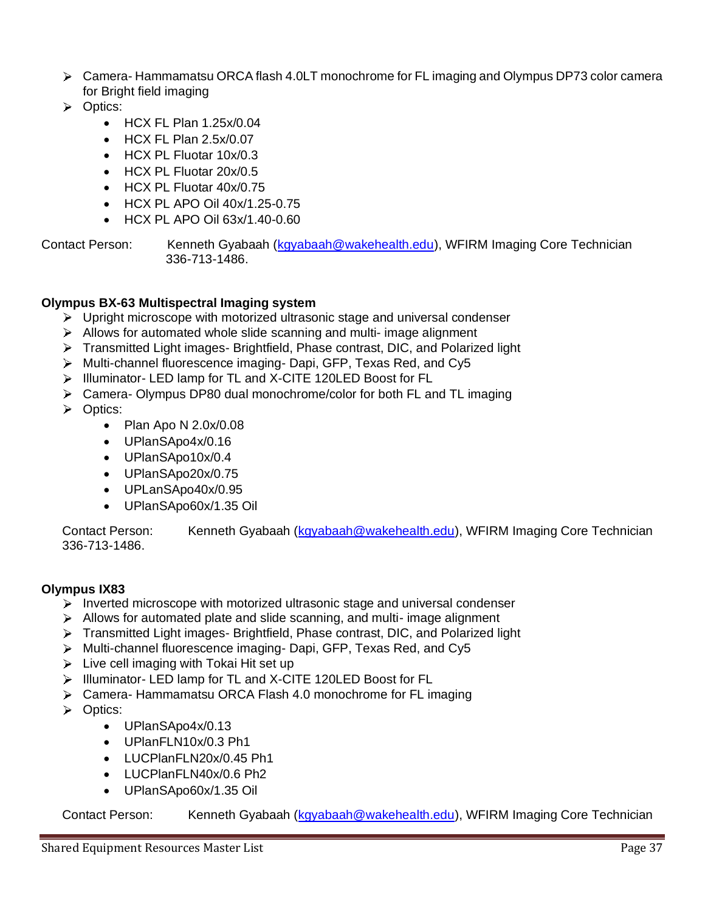- Camera- Hammamatsu ORCA flash 4.0LT monochrome for FL imaging and Olympus DP73 color camera for Bright field imaging
- Optics:
  - HCX FL Plan 1.25x/0.04
  - HCX FL Plan 2.5x/0.07
  - HCX PL Fluotar 10x/0.3
  - HCX PL Fluotar 20x/0.5
  - HCX PL Fluotar 40x/0.75
  - HCX PL APO Oil 40x/1.25-0.75
  - HCX PL APO Oil 63x/1.40-0.60

Contact Person: Kenneth Gyabaah (kgyabaah@wakehealth.edu), WFIRM Imaging Core Technician 336-713-1486.

**Olympus BX-63 Multispectral Imaging system**

- Upright microscope with motorized ultrasonic stage and universal condenser
- Allows for automated whole slide scanning and multi- image alignment
- Transmitted Light images- Brightfield, Phase contrast, DIC, and Polarized light
- Multi-channel fluorescence imaging- Dapi, GFP, Texas Red, and Cy5
- Illuminator- LED lamp for TL and X-CITE 120LED Boost for FL
- Camera- Olympus DP80 dual monochrome/color for both FL and TL imaging
- Optics:
  - Plan Apo N 2.0x/0.08
  - UPlanSApo4x/0.16
  - UPlanSApo10x/0.4
  - UPlanSApo20x/0.75
  - UPLanSApo40x/0.95
  - UPlanSApo60x/1.35 Oil

Contact Person: Kenneth Gyabaah (kgyabaah@wakehealth.edu), WFIRM Imaging Core Technician 336-713-1486.

**Olympus IX83**

- Inverted microscope with motorized ultrasonic stage and universal condenser
- Allows for automated plate and slide scanning, and multi- image alignment
- Transmitted Light images- Brightfield, Phase contrast, DIC, and Polarized light
- Multi-channel fluorescence imaging- Dapi, GFP, Texas Red, and Cy5
- Live cell imaging with Tokai Hit set up
- Illuminator- LED lamp for TL and X-CITE 120LED Boost for FL
- Camera- Hammamatsu ORCA Flash 4.0 monochrome for FL imaging
- Optics:
  - UPlanSApo4x/0.13
  - UPlanFLN10x/0.3 Ph1
  - LUCPlanFLN20x/0.45 Ph1
  - LUCPlanFLN40x/0.6 Ph2
  - UPlanSApo60x/1.35 Oil

Contact Person: Kenneth Gyabaah (kgyabaah@wakehealth.edu), WFIRM Imaging Core Technician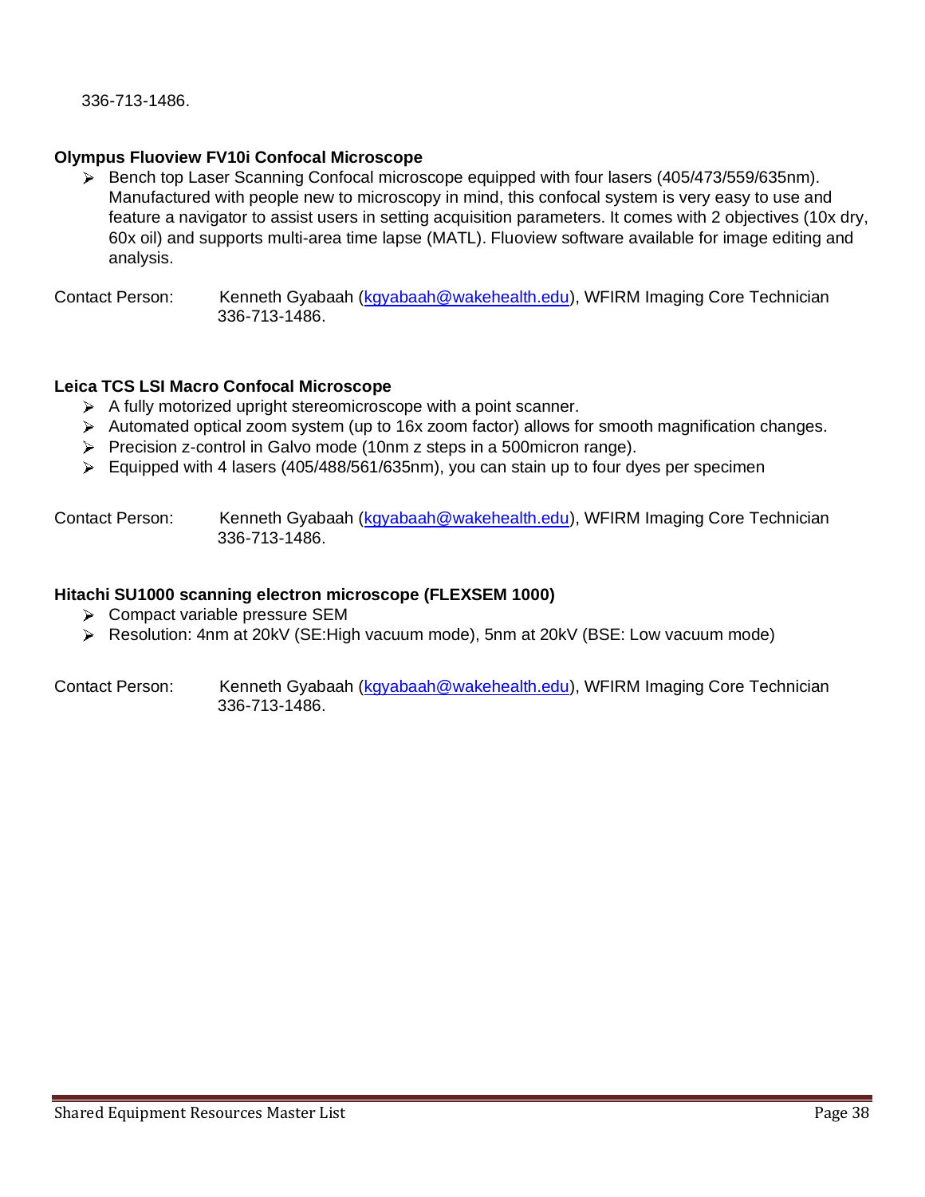336-713-1486.

**Olympus Fluoview FV10i Confocal Microscope**

- Bench top Laser Scanning Confocal microscope equipped with four lasers (405/473/559/635nm). Manufactured with people new to microscopy in mind, this confocal system is very easy to use and feature a navigator to assist users in setting acquisition parameters. It comes with 2 objectives (10x dry, 60x oil) and supports multi-area time lapse (MATL). Fluoview software available for image editing and analysis.

Contact Person: Kenneth Gyabaah (kgyabaah@wakehealth.edu), WFIRM Imaging Core Technician 336-713-1486.

**Leica TCS LSI Macro Confocal Microscope**

- A fully motorized upright stereomicroscope with a point scanner.
- Automated optical zoom system (up to 16x zoom factor) allows for smooth magnification changes.
- Precision z-control in Galvo mode (10nm z steps in a 500micron range).
- Equipped with 4 lasers (405/488/561/635nm), you can stain up to four dyes per specimen

Contact Person: Kenneth Gyabaah (kgyabaah@wakehealth.edu), WFIRM Imaging Core Technician 336-713-1486.

**Hitachi SU1000 scanning electron microscope (FLEXSEM 1000)**

- Compact variable pressure SEM
- Resolution: 4nm at 20kV (SE:High vacuum mode), 5nm at 20kV (BSE: Low vacuum mode)

Contact Person: Kenneth Gyabaah (kgyabaah@wakehealth.edu), WFIRM Imaging Core Technician 336-713-1486.